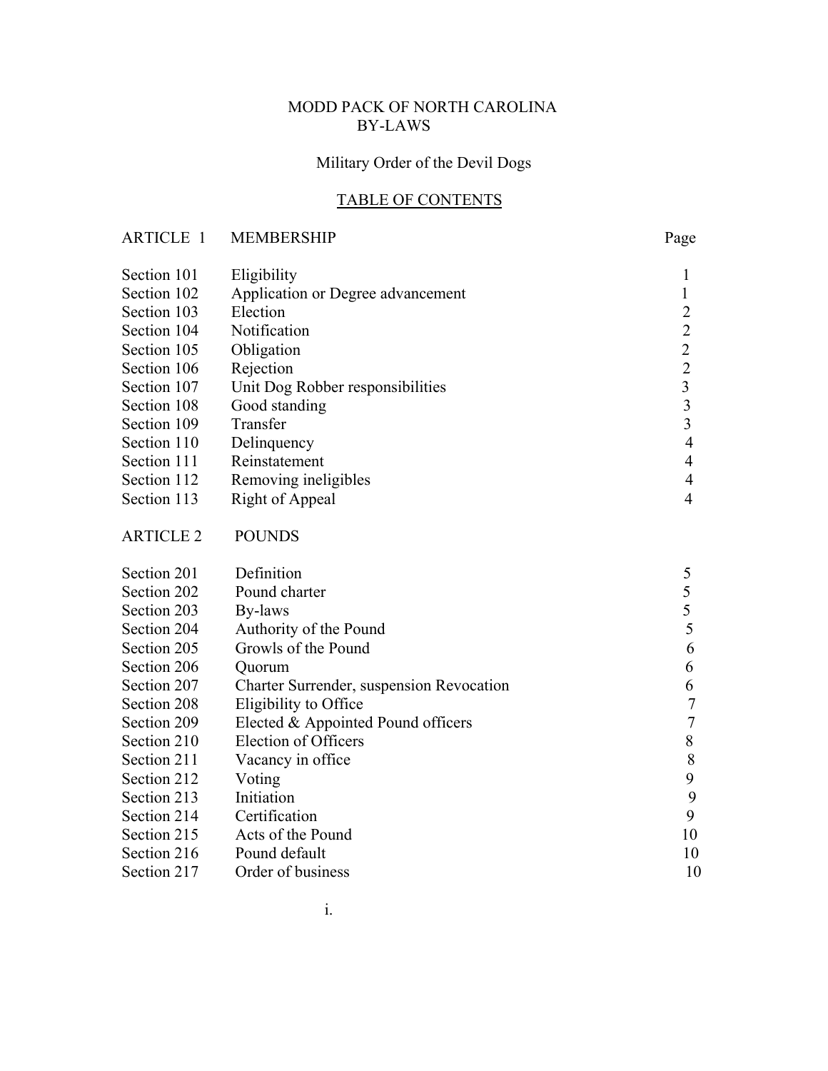# MODD PACK OF NORTH CAROLINA BY-LAWS

## Military Order of the Devil Dogs

### TABLE OF CONTENTS

| | | |
|---|---|---|
| **ARTICLE 1** | **MEMBERSHIP** | **Page** |
| Section 101 | Eligibility | 1 |
| Section 102 | Application or Degree advancement | 1 |
| Section 103 | Election | 2 |
| Section 104 | Notification | 2 |
| Section 105 | Obligation | 2 |
| Section 106 | Rejection | 2 |
| Section 107 | Unit Dog Robber responsibilities | 3 |
| Section 108 | Good standing | 3 |
| Section 109 | Transfer | 3 |
| Section 110 | Delinquency | 4 |
| Section 111 | Reinstatement | 4 |
| Section 112 | Removing ineligibles | 4 |
| Section 113 | Right of Appeal | 4 |
| **ARTICLE 2** | **POUNDS** | |
| Section 201 | Definition | 5 |
| Section 202 | Pound charter | 5 |
| Section 203 | By-laws | 5 |
| Section 204 | Authority of the Pound | 5 |
| Section 205 | Growls of the Pound | 6 |
| Section 206 | Quorum | 6 |
| Section 207 | Charter Surrender, suspension Revocation | 6 |
| Section 208 | Eligibility to Office | 7 |
| Section 209 | Elected & Appointed Pound officers | 7 |
| Section 210 | Election of Officers | 8 |
| Section 211 | Vacancy in office | 8 |
| Section 212 | Voting | 9 |
| Section 213 | Initiation | 9 |
| Section 214 | Certification | 9 |
| Section 215 | Acts of the Pound | 10 |
| Section 216 | Pound default | 10 |
| Section 217 | Order of business | 10 |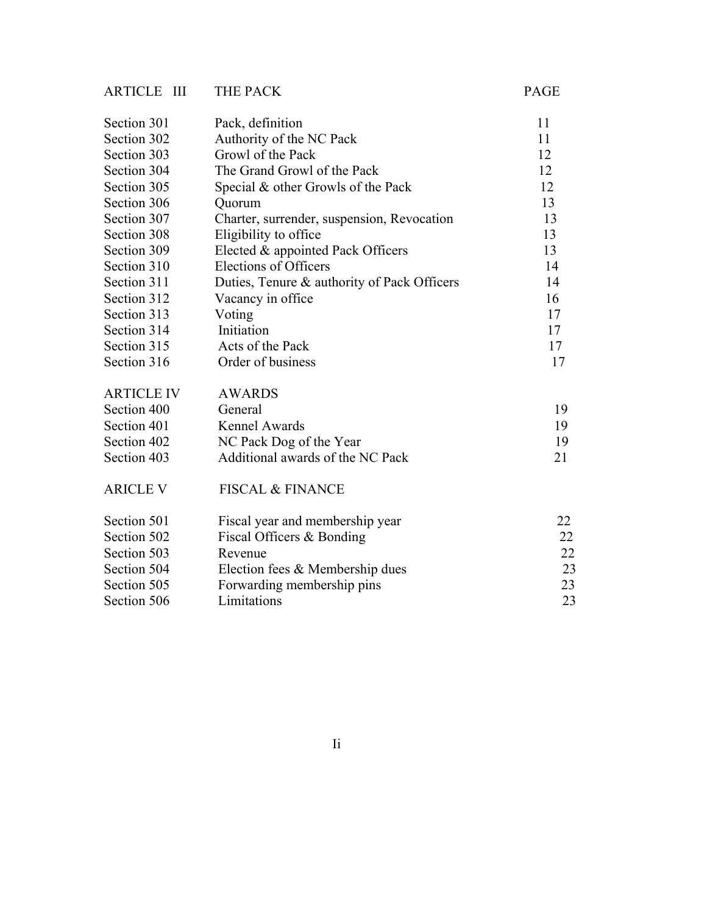| ARTICLE III | THE PACK | PAGE |
|---|---|---|
| Section 301 | Pack, definition | 11 |
| Section 302 | Authority of the NC Pack | 11 |
| Section 303 | Growl of the Pack | 12 |
| Section 304 | The Grand Growl of the Pack | 12 |
| Section 305 | Special & other Growls of the Pack | 12 |
| Section 306 | Quorum | 13 |
| Section 307 | Charter, surrender, suspension, Revocation | 13 |
| Section 308 | Eligibility to office | 13 |
| Section 309 | Elected & appointed Pack Officers | 13 |
| Section 310 | Elections of Officers | 14 |
| Section 311 | Duties, Tenure & authority of Pack Officers | 14 |
| Section 312 | Vacancy in office | 16 |
| Section 313 | Voting | 17 |
| Section 314 | Initiation | 17 |
| Section 315 | Acts of the Pack | 17 |
| Section 316 | Order of business | 17 |
| | | |
| ARTICLE IV | AWARDS | |
| Section 400 | General | 19 |
| Section 401 | Kennel Awards | 19 |
| Section 402 | NC Pack Dog of the Year | 19 |
| Section 403 | Additional awards of the NC Pack | 21 |
| | | |
| ARICLE V | FISCAL & FINANCE | |
| | | |
| Section 501 | Fiscal year and membership year | 22 |
| Section 502 | Fiscal Officers & Bonding | 22 |
| Section 503 | Revenue | 22 |
| Section 504 | Election fees & Membership dues | 23 |
| Section 505 | Forwarding membership pins | 23 |
| Section 506 | Limitations | 23 |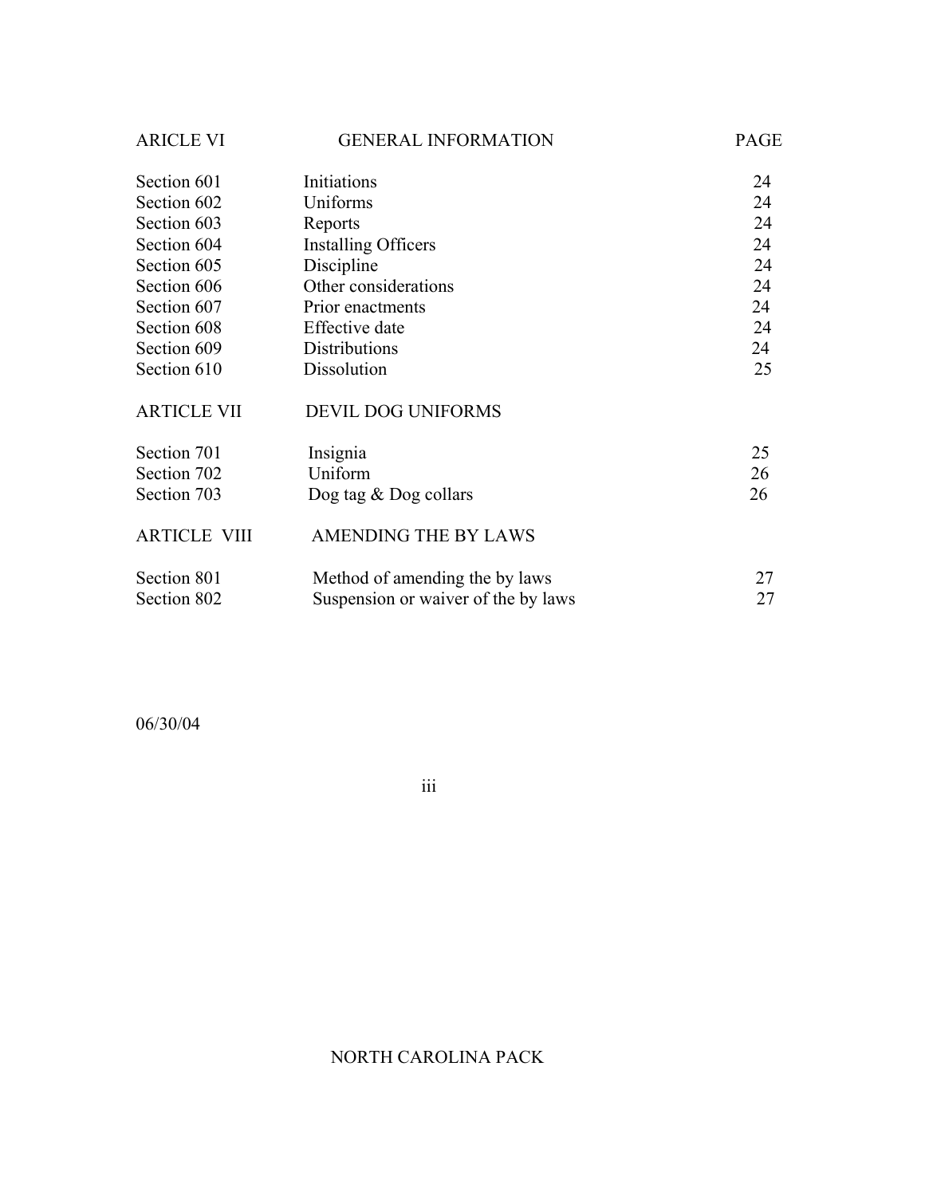| ARICLE VI | GENERAL INFORMATION | PAGE |
|---|---|---|
| Section 601 | Initiations | 24 |
| Section 602 | Uniforms | 24 |
| Section 603 | Reports | 24 |
| Section 604 | Installing Officers | 24 |
| Section 605 | Discipline | 24 |
| Section 606 | Other considerations | 24 |
| Section 607 | Prior enactments | 24 |
| Section 608 | Effective date | 24 |
| Section 609 | Distributions | 24 |
| Section 610 | Dissolution | 25 |
| ARTICLE VII | DEVIL DOG UNIFORMS | |
| Section 701 | Insignia | 25 |
| Section 702 | Uniform | 26 |
| Section 703 | Dog tag & Dog collars | 26 |
| ARTICLE VIII | AMENDING THE BY LAWS | |
| Section 801 | Method of amending the by laws | 27 |
| Section 802 | Suspension or waiver of the by laws | 27 |

06/30/04

NORTH CAROLINA PACK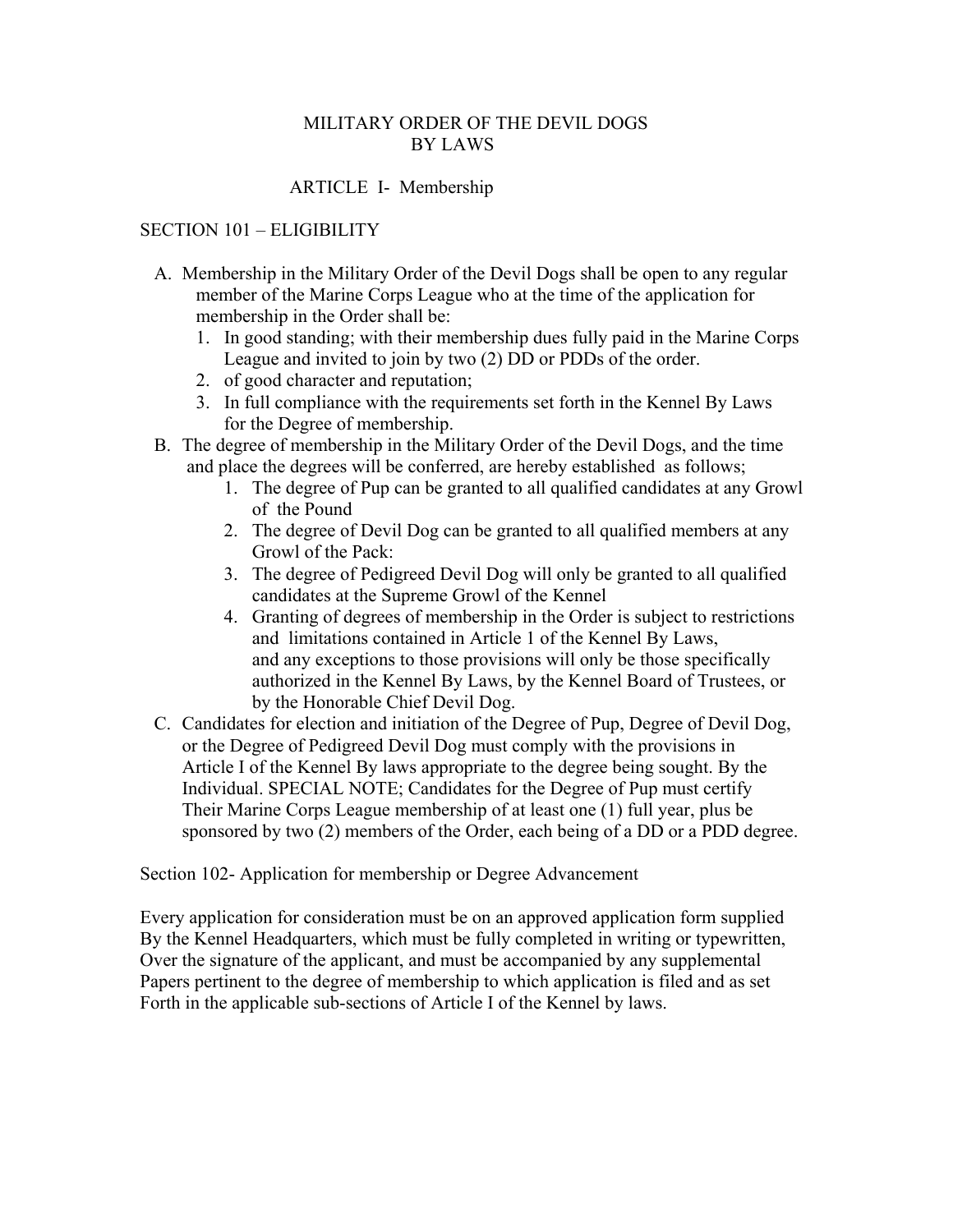# MILITARY ORDER OF THE DEVIL DOGS
# BY LAWS

## ARTICLE I- Membership

### SECTION 101 – ELIGIBILITY

A. Membership in the Military Order of the Devil Dogs shall be open to any regular member of the Marine Corps League who at the time of the application for membership in the Order shall be:
   1. In good standing; with their membership dues fully paid in the Marine Corps League and invited to join by two (2) DD or PDDs of the order.
   2. of good character and reputation;
   3. In full compliance with the requirements set forth in the Kennel By Laws for the Degree of membership.

B. The degree of membership in the Military Order of the Devil Dogs, and the time and place the degrees will be conferred, are hereby established as follows;
   1. The degree of Pup can be granted to all qualified candidates at any Growl of the Pound
   2. The degree of Devil Dog can be granted to all qualified members at any Growl of the Pack:
   3. The degree of Pedigreed Devil Dog will only be granted to all qualified candidates at the Supreme Growl of the Kennel
   4. Granting of degrees of membership in the Order is subject to restrictions and limitations contained in Article 1 of the Kennel By Laws, and any exceptions to those provisions will only be those specifically authorized in the Kennel By Laws, by the Kennel Board of Trustees, or by the Honorable Chief Devil Dog.

C. Candidates for election and initiation of the Degree of Pup, Degree of Devil Dog, or the Degree of Pedigreed Devil Dog must comply with the provisions in Article I of the Kennel By laws appropriate to the degree being sought. By the Individual. SPECIAL NOTE; Candidates for the Degree of Pup must certify Their Marine Corps League membership of at least one (1) full year, plus be sponsored by two (2) members of the Order, each being of a DD or a PDD degree.

### Section 102- Application for membership or Degree Advancement

Every application for consideration must be on an approved application form supplied By the Kennel Headquarters, which must be fully completed in writing or typewritten, Over the signature of the applicant, and must be accompanied by any supplemental Papers pertinent to the degree of membership to which application is filed and as set Forth in the applicable sub-sections of Article I of the Kennel by laws.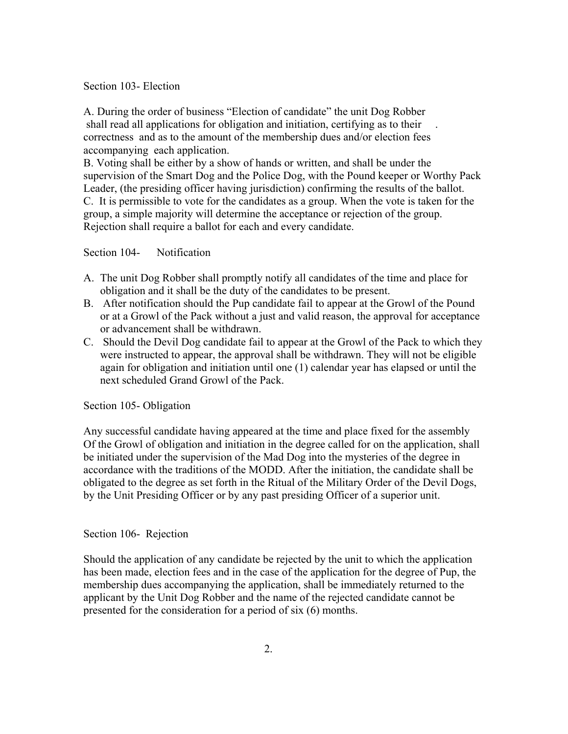Section 103- Election

A. During the order of business “Election of candidate” the unit Dog Robber shall read all applications for obligation and initiation, certifying as to their . correctness and as to the amount of the membership dues and/or election fees accompanying each application.
B. Voting shall be either by a show of hands or written, and shall be under the supervision of the Smart Dog and the Police Dog, with the Pound keeper or Worthy Pack Leader, (the presiding officer having jurisdiction) confirming the results of the ballot.
C. It is permissible to vote for the candidates as a group. When the vote is taken for the group, a simple majority will determine the acceptance or rejection of the group. Rejection shall require a ballot for each and every candidate.

Section 104- Notification

A. The unit Dog Robber shall promptly notify all candidates of the time and place for obligation and it shall be the duty of the candidates to be present.
B. After notification should the Pup candidate fail to appear at the Growl of the Pound or at a Growl of the Pack without a just and valid reason, the approval for acceptance or advancement shall be withdrawn.
C. Should the Devil Dog candidate fail to appear at the Growl of the Pack to which they were instructed to appear, the approval shall be withdrawn. They will not be eligible again for obligation and initiation until one (1) calendar year has elapsed or until the next scheduled Grand Growl of the Pack.

Section 105- Obligation

Any successful candidate having appeared at the time and place fixed for the assembly Of the Growl of obligation and initiation in the degree called for on the application, shall be initiated under the supervision of the Mad Dog into the mysteries of the degree in accordance with the traditions of the MODD. After the initiation, the candidate shall be obligated to the degree as set forth in the Ritual of the Military Order of the Devil Dogs, by the Unit Presiding Officer or by any past presiding Officer of a superior unit.

Section 106- Rejection

Should the application of any candidate be rejected by the unit to which the application has been made, election fees and in the case of the application for the degree of Pup, the membership dues accompanying the application, shall be immediately returned to the applicant by the Unit Dog Robber and the name of the rejected candidate cannot be presented for the consideration for a period of six (6) months.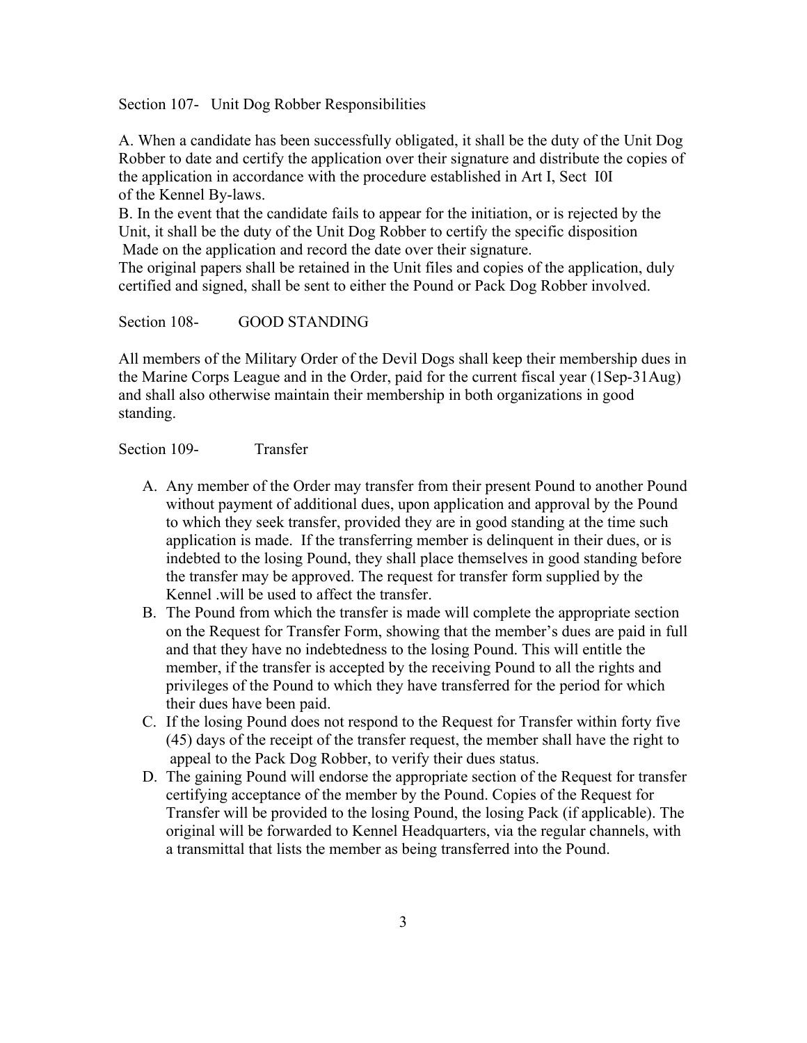Section 107- Unit Dog Robber Responsibilities

A. When a candidate has been successfully obligated, it shall be the duty of the Unit Dog Robber to date and certify the application over their signature and distribute the copies of the application in accordance with the procedure established in Art I, Sect I0I of the Kennel By-laws.

B. In the event that the candidate fails to appear for the initiation, or is rejected by the Unit, it shall be the duty of the Unit Dog Robber to certify the specific disposition Made on the application and record the date over their signature.

The original papers shall be retained in the Unit files and copies of the application, duly certified and signed, shall be sent to either the Pound or Pack Dog Robber involved.

Section 108- GOOD STANDING

All members of the Military Order of the Devil Dogs shall keep their membership dues in the Marine Corps League and in the Order, paid for the current fiscal year (1Sep-31Aug) and shall also otherwise maintain their membership in both organizations in good standing.

Section 109- Transfer

A. Any member of the Order may transfer from their present Pound to another Pound without payment of additional dues, upon application and approval by the Pound to which they seek transfer, provided they are in good standing at the time such application is made. If the transferring member is delinquent in their dues, or is indebted to the losing Pound, they shall place themselves in good standing before the transfer may be approved. The request for transfer form supplied by the Kennel .will be used to affect the transfer.

B. The Pound from which the transfer is made will complete the appropriate section on the Request for Transfer Form, showing that the member's dues are paid in full and that they have no indebtedness to the losing Pound. This will entitle the member, if the transfer is accepted by the receiving Pound to all the rights and privileges of the Pound to which they have transferred for the period for which their dues have been paid.

C. If the losing Pound does not respond to the Request for Transfer within forty five (45) days of the receipt of the transfer request, the member shall have the right to appeal to the Pack Dog Robber, to verify their dues status.

D. The gaining Pound will endorse the appropriate section of the Request for transfer certifying acceptance of the member by the Pound. Copies of the Request for Transfer will be provided to the losing Pound, the losing Pack (if applicable). The original will be forwarded to Kennel Headquarters, via the regular channels, with a transmittal that lists the member as being transferred into the Pound.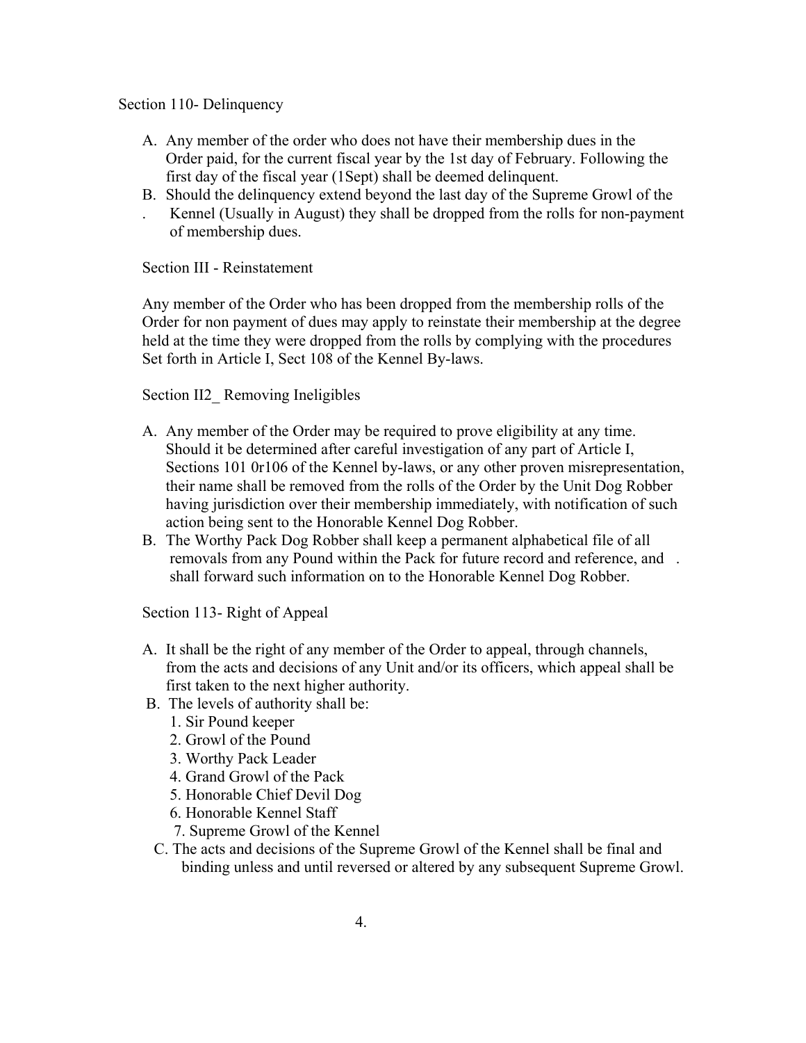Section 110- Delinquency

A. Any member of the order who does not have their membership dues in the Order paid, for the current fiscal year by the 1st day of February. Following the first day of the fiscal year (1Sept) shall be deemed delinquent.
B. Should the delinquency extend beyond the last day of the Supreme Growl of the . Kennel (Usually in August) they shall be dropped from the rolls for non-payment of membership dues.

Section III - Reinstatement

Any member of the Order who has been dropped from the membership rolls of the Order for non payment of dues may apply to reinstate their membership at the degree held at the time they were dropped from the rolls by complying with the procedures Set forth in Article I, Sect 108 of the Kennel By-laws.

Section II2_ Removing Ineligibles

A. Any member of the Order may be required to prove eligibility at any time. Should it be determined after careful investigation of any part of Article I, Sections 101 0r106 of the Kennel by-laws, or any other proven misrepresentation, their name shall be removed from the rolls of the Order by the Unit Dog Robber having jurisdiction over their membership immediately, with notification of such action being sent to the Honorable Kennel Dog Robber.
B. The Worthy Pack Dog Robber shall keep a permanent alphabetical file of all removals from any Pound within the Pack for future record and reference, and . shall forward such information on to the Honorable Kennel Dog Robber.

Section 113- Right of Appeal

A. It shall be the right of any member of the Order to appeal, through channels, from the acts and decisions of any Unit and/or its officers, which appeal shall be first taken to the next higher authority.
B. The levels of authority shall be:
    1. Sir Pound keeper
    2. Growl of the Pound
    3. Worthy Pack Leader
    4. Grand Growl of the Pack
    5. Honorable Chief Devil Dog
    6. Honorable Kennel Staff
    7. Supreme Growl of the Kennel
C. The acts and decisions of the Supreme Growl of the Kennel shall be final and binding unless and until reversed or altered by any subsequent Supreme Growl.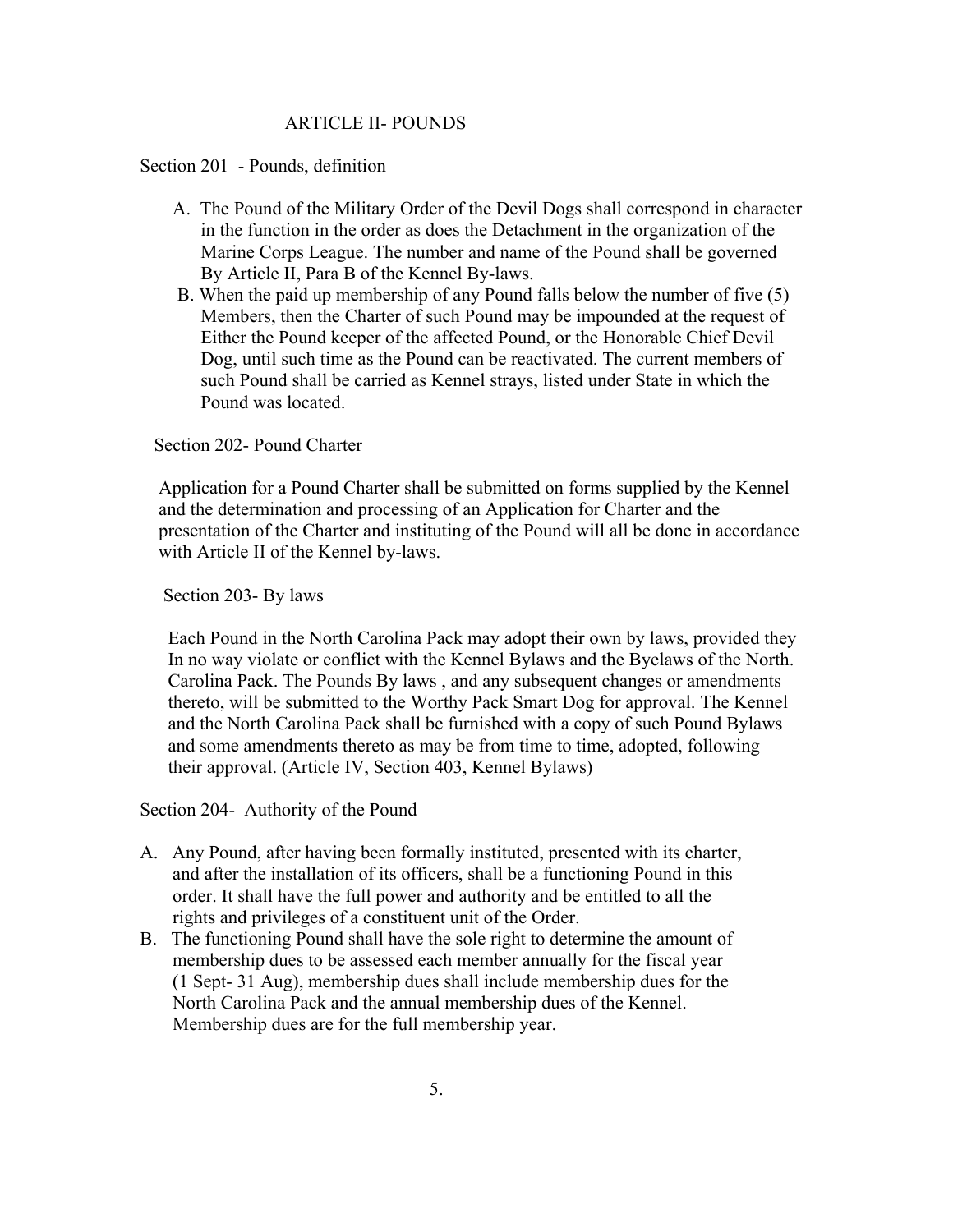## ARTICLE II- POUNDS

Section 201 - Pounds, definition

A. The Pound of the Military Order of the Devil Dogs shall correspond in character in the function in the order as does the Detachment in the organization of the Marine Corps League. The number and name of the Pound shall be governed By Article II, Para B of the Kennel By-laws.

B. When the paid up membership of any Pound falls below the number of five (5) Members, then the Charter of such Pound may be impounded at the request of Either the Pound keeper of the affected Pound, or the Honorable Chief Devil Dog, until such time as the Pound can be reactivated. The current members of such Pound shall be carried as Kennel strays, listed under State in which the Pound was located.

Section 202- Pound Charter

Application for a Pound Charter shall be submitted on forms supplied by the Kennel and the determination and processing of an Application for Charter and the presentation of the Charter and instituting of the Pound will all be done in accordance with Article II of the Kennel by-laws.

Section 203- By laws

Each Pound in the North Carolina Pack may adopt their own by laws, provided they In no way violate or conflict with the Kennel Bylaws and the Byelaws of the North. Carolina Pack. The Pounds By laws , and any subsequent changes or amendments thereto, will be submitted to the Worthy Pack Smart Dog for approval. The Kennel and the North Carolina Pack shall be furnished with a copy of such Pound Bylaws and some amendments thereto as may be from time to time, adopted, following their approval. (Article IV, Section 403, Kennel Bylaws)

Section 204- Authority of the Pound

A. Any Pound, after having been formally instituted, presented with its charter, and after the installation of its officers, shall be a functioning Pound in this order. It shall have the full power and authority and be entitled to all the rights and privileges of a constituent unit of the Order.

B. The functioning Pound shall have the sole right to determine the amount of membership dues to be assessed each member annually for the fiscal year (1 Sept- 31 Aug), membership dues shall include membership dues for the North Carolina Pack and the annual membership dues of the Kennel. Membership dues are for the full membership year.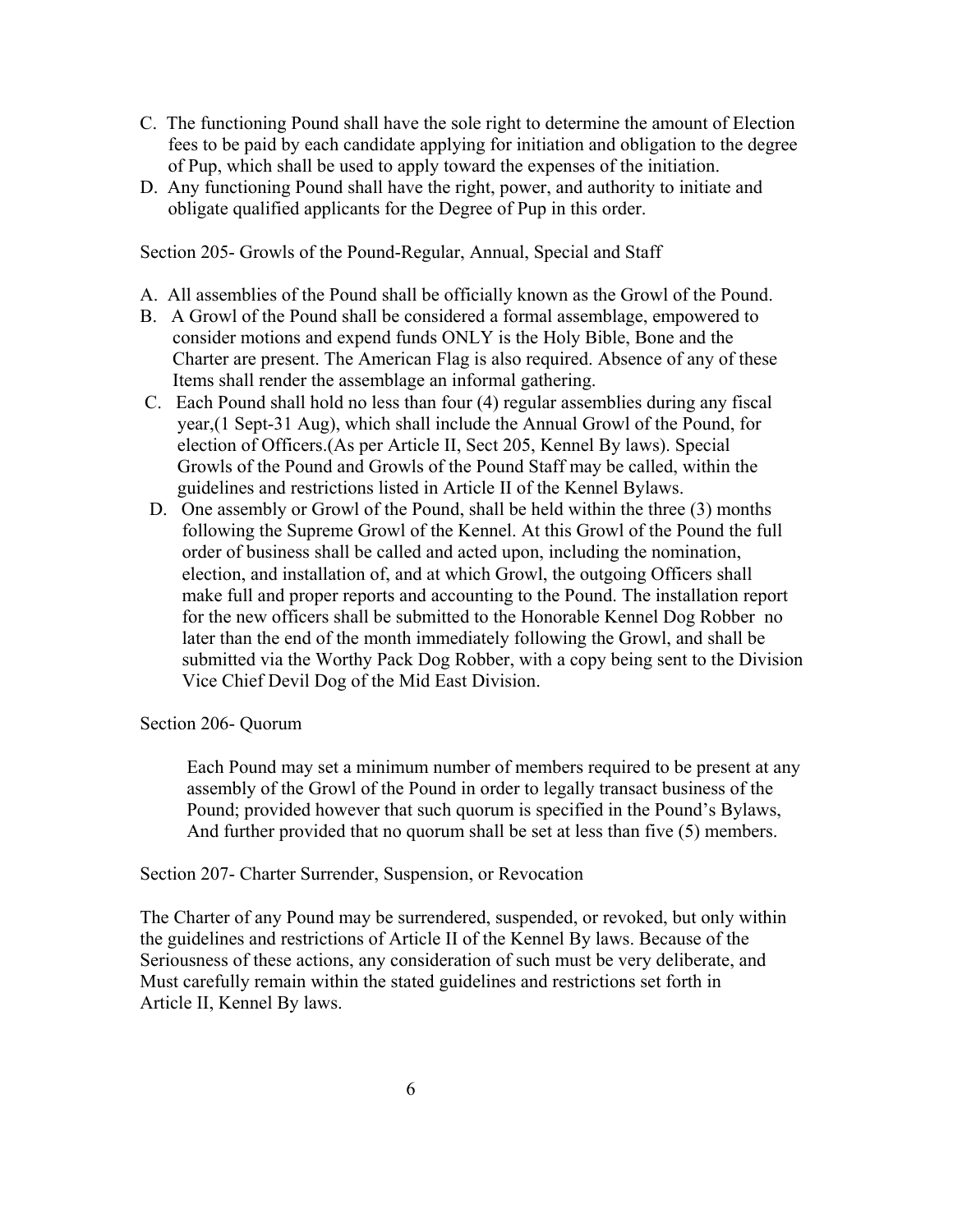C. The functioning Pound shall have the sole right to determine the amount of Election fees to be paid by each candidate applying for initiation and obligation to the degree of Pup, which shall be used to apply toward the expenses of the initiation.

D. Any functioning Pound shall have the right, power, and authority to initiate and obligate qualified applicants for the Degree of Pup in this order.

Section 205- Growls of the Pound-Regular, Annual, Special and Staff

A. All assemblies of the Pound shall be officially known as the Growl of the Pound.

B. A Growl of the Pound shall be considered a formal assemblage, empowered to consider motions and expend funds ONLY is the Holy Bible, Bone and the Charter are present. The American Flag is also required. Absence of any of these Items shall render the assemblage an informal gathering.

C. Each Pound shall hold no less than four (4) regular assemblies during any fiscal year,(1 Sept-31 Aug), which shall include the Annual Growl of the Pound, for election of Officers.(As per Article II, Sect 205, Kennel By laws). Special Growls of the Pound and Growls of the Pound Staff may be called, within the guidelines and restrictions listed in Article II of the Kennel Bylaws.

D. One assembly or Growl of the Pound, shall be held within the three (3) months following the Supreme Growl of the Kennel. At this Growl of the Pound the full order of business shall be called and acted upon, including the nomination, election, and installation of, and at which Growl, the outgoing Officers shall make full and proper reports and accounting to the Pound. The installation report for the new officers shall be submitted to the Honorable Kennel Dog Robber no later than the end of the month immediately following the Growl, and shall be submitted via the Worthy Pack Dog Robber, with a copy being sent to the Division Vice Chief Devil Dog of the Mid East Division.

Section 206- Quorum

Each Pound may set a minimum number of members required to be present at any assembly of the Growl of the Pound in order to legally transact business of the Pound; provided however that such quorum is specified in the Pound's Bylaws, And further provided that no quorum shall be set at less than five (5) members.

Section 207- Charter Surrender, Suspension, or Revocation

The Charter of any Pound may be surrendered, suspended, or revoked, but only within the guidelines and restrictions of Article II of the Kennel By laws. Because of the Seriousness of these actions, any consideration of such must be very deliberate, and Must carefully remain within the stated guidelines and restrictions set forth in Article II, Kennel By laws.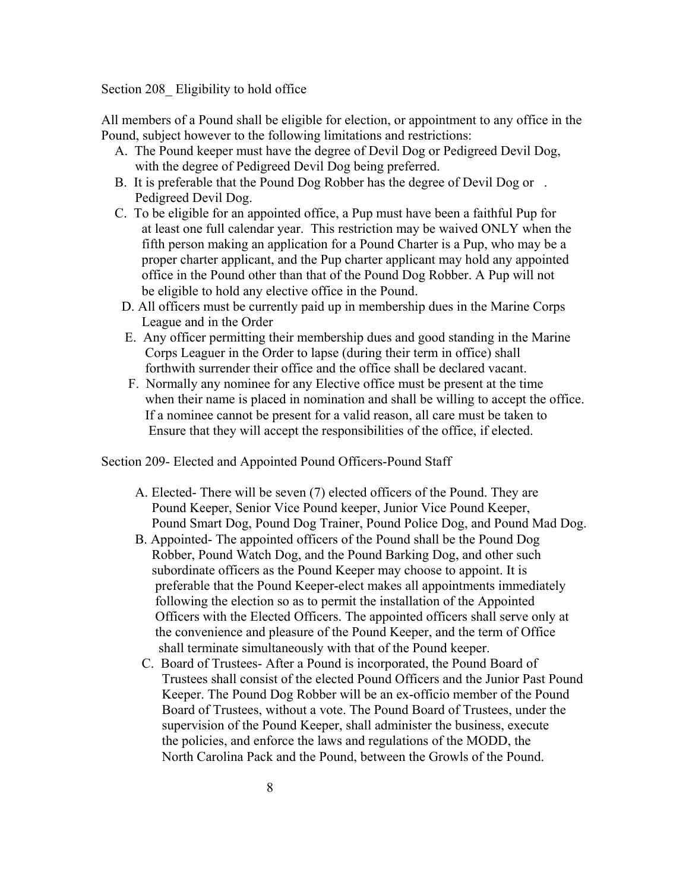## Section 208_ Eligibility to hold office

All members of a Pound shall be eligible for election, or appointment to any office in the Pound, subject however to the following limitations and restrictions:

A. The Pound keeper must have the degree of Devil Dog or Pedigreed Devil Dog, with the degree of Pedigreed Devil Dog being preferred.

B. It is preferable that the Pound Dog Robber has the degree of Devil Dog or . Pedigreed Devil Dog.

C. To be eligible for an appointed office, a Pup must have been a faithful Pup for at least one full calendar year. This restriction may be waived ONLY when the fifth person making an application for a Pound Charter is a Pup, who may be a proper charter applicant, and the Pup charter applicant may hold any appointed office in the Pound other than that of the Pound Dog Robber. A Pup will not be eligible to hold any elective office in the Pound.

D. All officers must be currently paid up in membership dues in the Marine Corps League and in the Order

E. Any officer permitting their membership dues and good standing in the Marine Corps Leaguer in the Order to lapse (during their term in office) shall forthwith surrender their office and the office shall be declared vacant.

F. Normally any nominee for any Elective office must be present at the time when their name is placed in nomination and shall be willing to accept the office. If a nominee cannot be present for a valid reason, all care must be taken to Ensure that they will accept the responsibilities of the office, if elected.

## Section 209- Elected and Appointed Pound Officers-Pound Staff

A. Elected- There will be seven (7) elected officers of the Pound. They are Pound Keeper, Senior Vice Pound keeper, Junior Vice Pound Keeper, Pound Smart Dog, Pound Dog Trainer, Pound Police Dog, and Pound Mad Dog.

B. Appointed- The appointed officers of the Pound shall be the Pound Dog Robber, Pound Watch Dog, and the Pound Barking Dog, and other such subordinate officers as the Pound Keeper may choose to appoint. It is preferable that the Pound Keeper-elect makes all appointments immediately following the election so as to permit the installation of the Appointed Officers with the Elected Officers. The appointed officers shall serve only at the convenience and pleasure of the Pound Keeper, and the term of Office shall terminate simultaneously with that of the Pound keeper.

C. Board of Trustees- After a Pound is incorporated, the Pound Board of Trustees shall consist of the elected Pound Officers and the Junior Past Pound Keeper. The Pound Dog Robber will be an ex-officio member of the Pound Board of Trustees, without a vote. The Pound Board of Trustees, under the supervision of the Pound Keeper, shall administer the business, execute the policies, and enforce the laws and regulations of the MODD, the North Carolina Pack and the Pound, between the Growls of the Pound.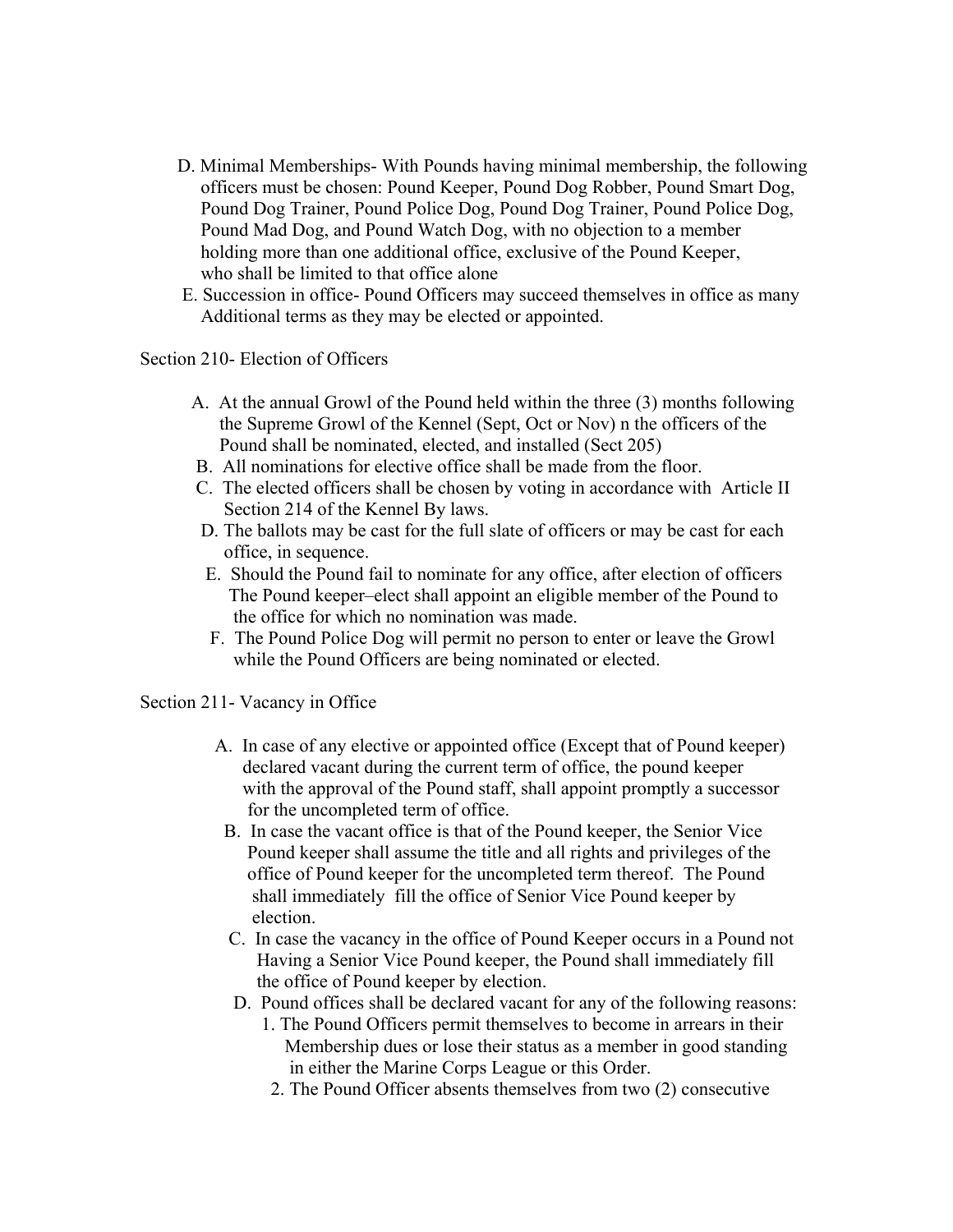D. Minimal Memberships- With Pounds having minimal membership, the following officers must be chosen: Pound Keeper, Pound Dog Robber, Pound Smart Dog, Pound Dog Trainer, Pound Police Dog, Pound Dog Trainer, Pound Police Dog, Pound Mad Dog, and Pound Watch Dog, with no objection to a member holding more than one additional office, exclusive of the Pound Keeper, who shall be limited to that office alone

E. Succession in office- Pound Officers may succeed themselves in office as many Additional terms as they may be elected or appointed.

Section 210- Election of Officers

A. At the annual Growl of the Pound held within the three (3) months following the Supreme Growl of the Kennel (Sept, Oct or Nov) n the officers of the Pound shall be nominated, elected, and installed (Sect 205)

B. All nominations for elective office shall be made from the floor.

C. The elected officers shall be chosen by voting in accordance with Article II Section 214 of the Kennel By laws.

D. The ballots may be cast for the full slate of officers or may be cast for each office, in sequence.

E. Should the Pound fail to nominate for any office, after election of officers The Pound keeper–elect shall appoint an eligible member of the Pound to the office for which no nomination was made.

F. The Pound Police Dog will permit no person to enter or leave the Growl while the Pound Officers are being nominated or elected.

Section 211- Vacancy in Office

A. In case of any elective or appointed office (Except that of Pound keeper) declared vacant during the current term of office, the pound keeper with the approval of the Pound staff, shall appoint promptly a successor for the uncompleted term of office.

B. In case the vacant office is that of the Pound keeper, the Senior Vice Pound keeper shall assume the title and all rights and privileges of the office of Pound keeper for the uncompleted term thereof. The Pound shall immediately fill the office of Senior Vice Pound keeper by election.

C. In case the vacancy in the office of Pound Keeper occurs in a Pound not Having a Senior Vice Pound keeper, the Pound shall immediately fill the office of Pound keeper by election.

D. Pound offices shall be declared vacant for any of the following reasons:

1. The Pound Officers permit themselves to become in arrears in their Membership dues or lose their status as a member in good standing in either the Marine Corps League or this Order.
2. The Pound Officer absents themselves from two (2) consecutive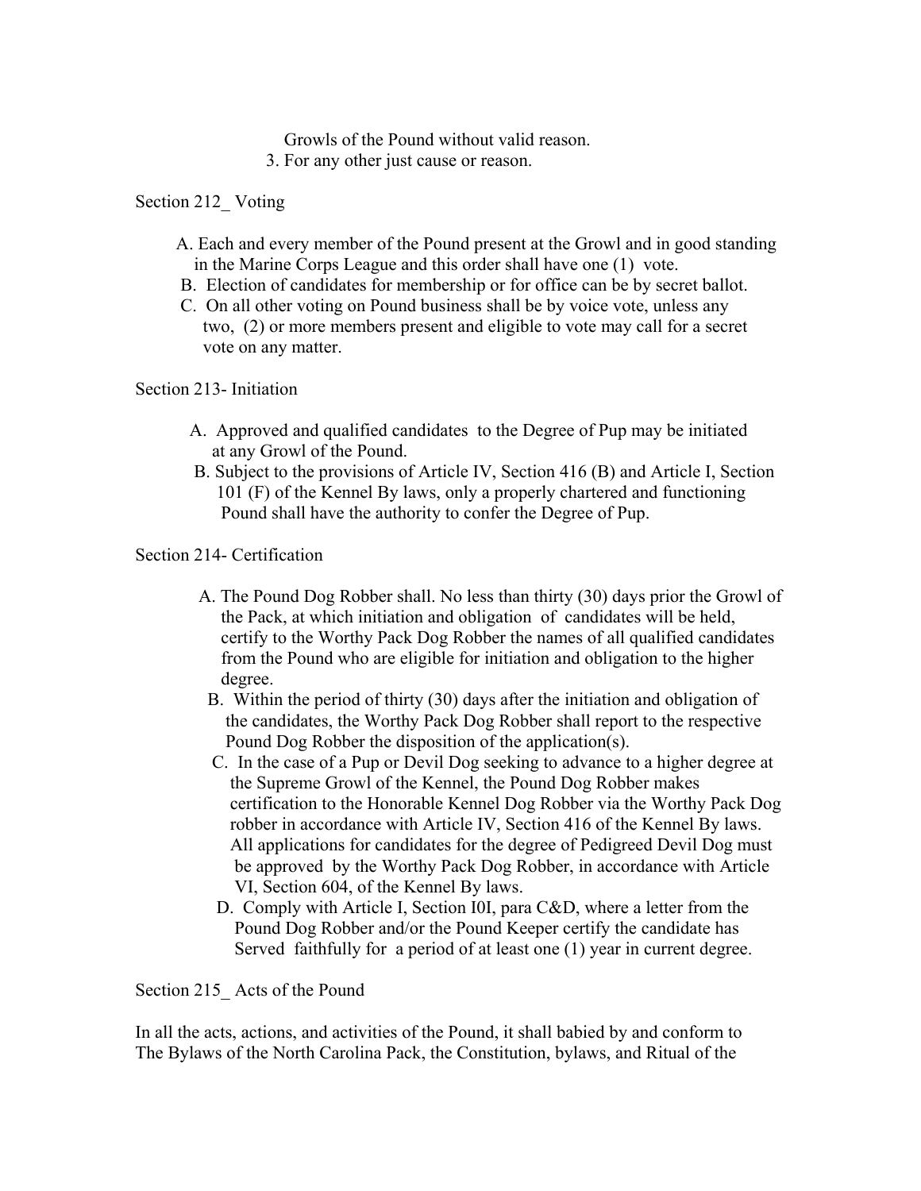Growls of the Pound without valid reason.

3. For any other just cause or reason.

Section 212_ Voting

A. Each and every member of the Pound present at the Growl and in good standing in the Marine Corps League and this order shall have one (1) vote.

B. Election of candidates for membership or for office can be by secret ballot.

C. On all other voting on Pound business shall be by voice vote, unless any two, (2) or more members present and eligible to vote may call for a secret vote on any matter.

Section 213- Initiation

A. Approved and qualified candidates to the Degree of Pup may be initiated at any Growl of the Pound.

B. Subject to the provisions of Article IV, Section 416 (B) and Article I, Section 101 (F) of the Kennel By laws, only a properly chartered and functioning Pound shall have the authority to confer the Degree of Pup.

Section 214- Certification

A. The Pound Dog Robber shall. No less than thirty (30) days prior the Growl of the Pack, at which initiation and obligation of candidates will be held, certify to the Worthy Pack Dog Robber the names of all qualified candidates from the Pound who are eligible for initiation and obligation to the higher degree.

B. Within the period of thirty (30) days after the initiation and obligation of the candidates, the Worthy Pack Dog Robber shall report to the respective Pound Dog Robber the disposition of the application(s).

C. In the case of a Pup or Devil Dog seeking to advance to a higher degree at the Supreme Growl of the Kennel, the Pound Dog Robber makes certification to the Honorable Kennel Dog Robber via the Worthy Pack Dog robber in accordance with Article IV, Section 416 of the Kennel By laws. All applications for candidates for the degree of Pedigreed Devil Dog must be approved by the Worthy Pack Dog Robber, in accordance with Article VI, Section 604, of the Kennel By laws.

D. Comply with Article I, Section I0I, para C&D, where a letter from the Pound Dog Robber and/or the Pound Keeper certify the candidate has Served faithfully for a period of at least one (1) year in current degree.

Section 215_ Acts of the Pound

In all the acts, actions, and activities of the Pound, it shall babied by and conform to The Bylaws of the North Carolina Pack, the Constitution, bylaws, and Ritual of the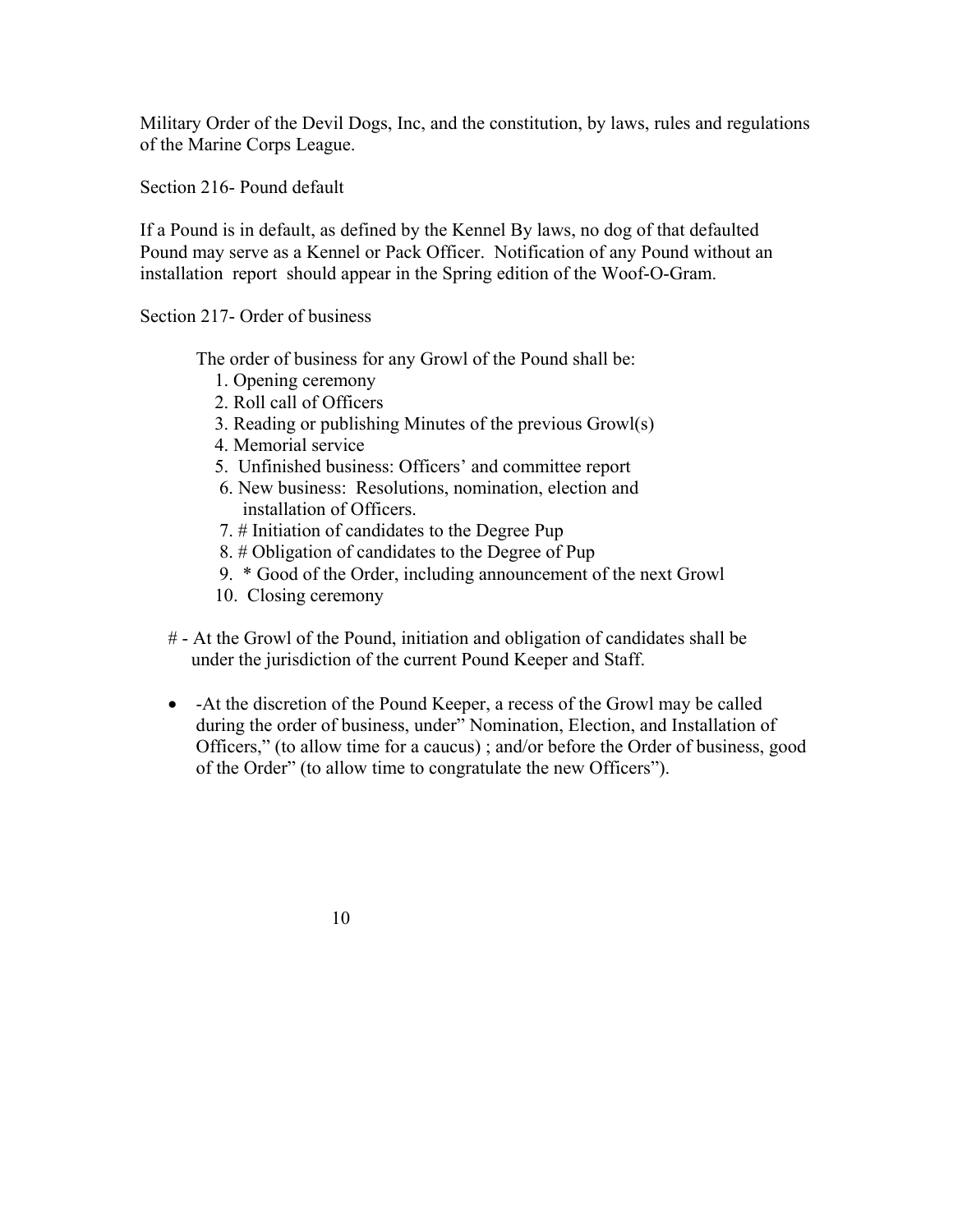Military Order of the Devil Dogs, Inc, and the constitution, by laws, rules and regulations of the Marine Corps League.

Section 216- Pound default

If a Pound is in default, as defined by the Kennel By laws, no dog of that defaulted Pound may serve as a Kennel or Pack Officer. Notification of any Pound without an installation report should appear in the Spring edition of the Woof-O-Gram.

Section 217- Order of business

The order of business for any Growl of the Pound shall be:

1. Opening ceremony
2. Roll call of Officers
3. Reading or publishing Minutes of the previous Growl(s)
4. Memorial service
5. Unfinished business: Officers' and committee report
6. New business: Resolutions, nomination, election and installation of Officers.
7. # Initiation of candidates to the Degree Pup
8. # Obligation of candidates to the Degree of Pup
9. * Good of the Order, including announcement of the next Growl
10. Closing ceremony

# - At the Growl of the Pound, initiation and obligation of candidates shall be under the jurisdiction of the current Pound Keeper and Staff.

- -At the discretion of the Pound Keeper, a recess of the Growl may be called during the order of business, under" Nomination, Election, and Installation of Officers," (to allow time for a caucus) ; and/or before the Order of business, good of the Order" (to allow time to congratulate the new Officers").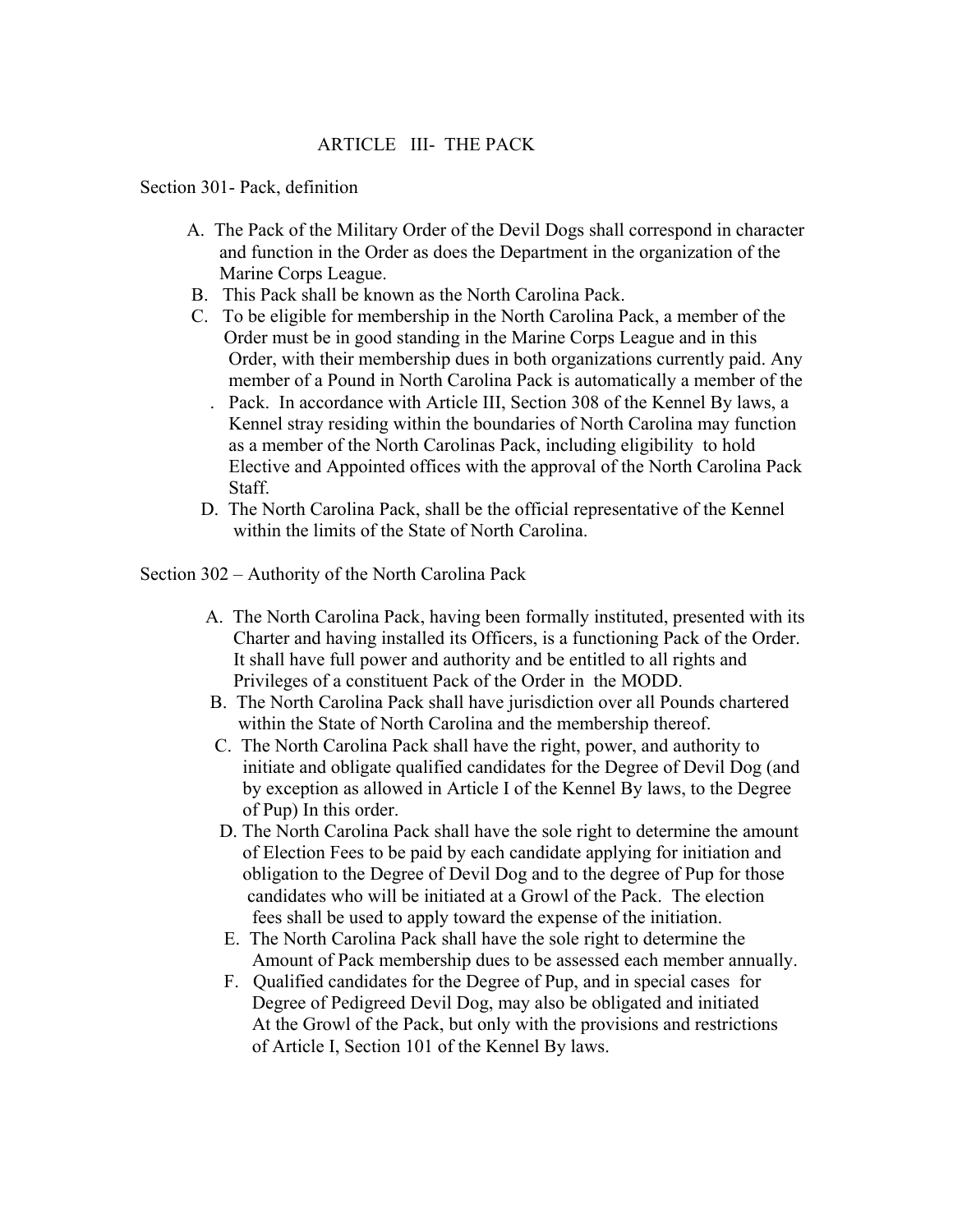# ARTICLE III- THE PACK

Section 301- Pack, definition

A. The Pack of the Military Order of the Devil Dogs shall correspond in character and function in the Order as does the Department in the organization of the Marine Corps League.

B. This Pack shall be known as the North Carolina Pack.

C. To be eligible for membership in the North Carolina Pack, a member of the Order must be in good standing in the Marine Corps League and in this Order, with their membership dues in both organizations currently paid. Any member of a Pound in North Carolina Pack is automatically a member of the . Pack. In accordance with Article III, Section 308 of the Kennel By laws, a Kennel stray residing within the boundaries of North Carolina may function as a member of the North Carolinas Pack, including eligibility to hold Elective and Appointed offices with the approval of the North Carolina Pack Staff.

D. The North Carolina Pack, shall be the official representative of the Kennel within the limits of the State of North Carolina.

Section 302 – Authority of the North Carolina Pack

A. The North Carolina Pack, having been formally instituted, presented with its Charter and having installed its Officers, is a functioning Pack of the Order. It shall have full power and authority and be entitled to all rights and Privileges of a constituent Pack of the Order in the MODD.

B. The North Carolina Pack shall have jurisdiction over all Pounds chartered within the State of North Carolina and the membership thereof.

C. The North Carolina Pack shall have the right, power, and authority to initiate and obligate qualified candidates for the Degree of Devil Dog (and by exception as allowed in Article I of the Kennel By laws, to the Degree of Pup) In this order.

D. The North Carolina Pack shall have the sole right to determine the amount of Election Fees to be paid by each candidate applying for initiation and obligation to the Degree of Devil Dog and to the degree of Pup for those candidates who will be initiated at a Growl of the Pack. The election fees shall be used to apply toward the expense of the initiation.

E. The North Carolina Pack shall have the sole right to determine the Amount of Pack membership dues to be assessed each member annually.

F. Qualified candidates for the Degree of Pup, and in special cases for Degree of Pedigreed Devil Dog, may also be obligated and initiated At the Growl of the Pack, but only with the provisions and restrictions of Article I, Section 101 of the Kennel By laws.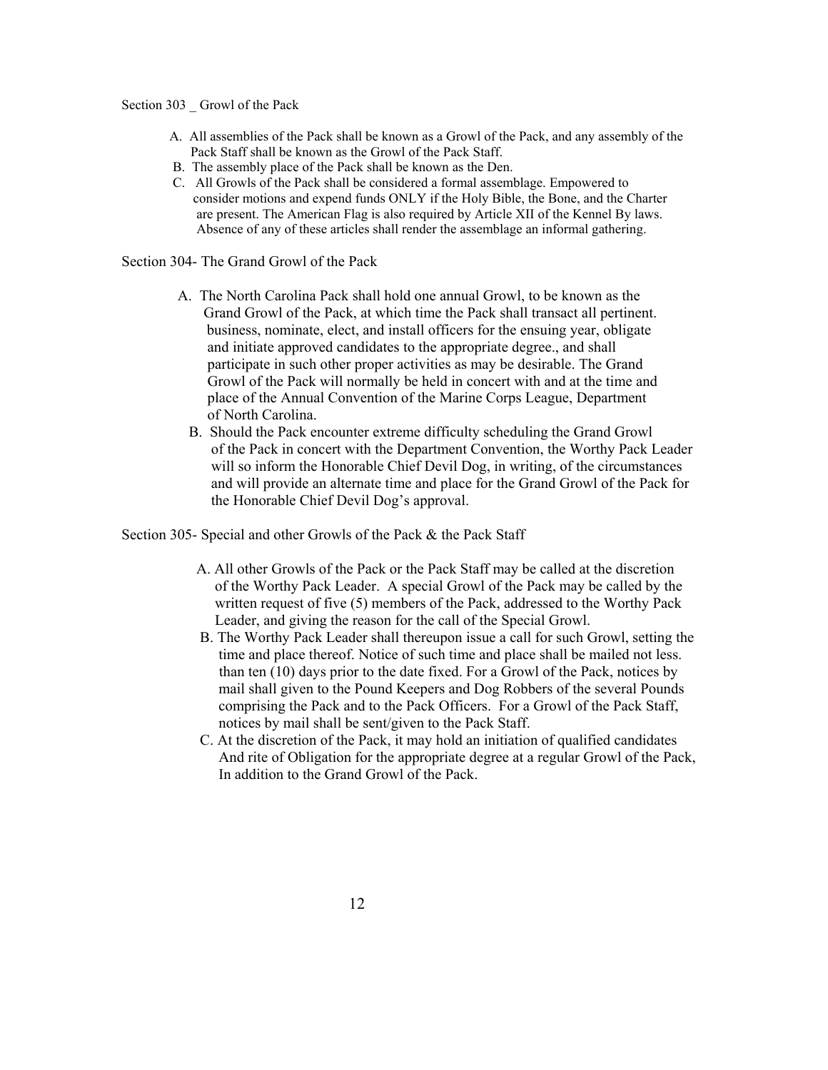## Section 303 _ Growl of the Pack

A. All assemblies of the Pack shall be known as a Growl of the Pack, and any assembly of the Pack Staff shall be known as the Growl of the Pack Staff.

B. The assembly place of the Pack shall be known as the Den.

C. All Growls of the Pack shall be considered a formal assemblage. Empowered to consider motions and expend funds ONLY if the Holy Bible, the Bone, and the Charter are present. The American Flag is also required by Article XII of the Kennel By laws. Absence of any of these articles shall render the assemblage an informal gathering.

## Section 304- The Grand Growl of the Pack

A. The North Carolina Pack shall hold one annual Growl, to be known as the Grand Growl of the Pack, at which time the Pack shall transact all pertinent. business, nominate, elect, and install officers for the ensuing year, obligate and initiate approved candidates to the appropriate degree., and shall participate in such other proper activities as may be desirable. The Grand Growl of the Pack will normally be held in concert with and at the time and place of the Annual Convention of the Marine Corps League, Department of North Carolina.

B. Should the Pack encounter extreme difficulty scheduling the Grand Growl of the Pack in concert with the Department Convention, the Worthy Pack Leader will so inform the Honorable Chief Devil Dog, in writing, of the circumstances and will provide an alternate time and place for the Grand Growl of the Pack for the Honorable Chief Devil Dog's approval.

## Section 305- Special and other Growls of the Pack & the Pack Staff

A. All other Growls of the Pack or the Pack Staff may be called at the discretion of the Worthy Pack Leader. A special Growl of the Pack may be called by the written request of five (5) members of the Pack, addressed to the Worthy Pack Leader, and giving the reason for the call of the Special Growl.

B. The Worthy Pack Leader shall thereupon issue a call for such Growl, setting the time and place thereof. Notice of such time and place shall be mailed not less. than ten (10) days prior to the date fixed. For a Growl of the Pack, notices by mail shall given to the Pound Keepers and Dog Robbers of the several Pounds comprising the Pack and to the Pack Officers. For a Growl of the Pack Staff, notices by mail shall be sent/given to the Pack Staff.

C. At the discretion of the Pack, it may hold an initiation of qualified candidates And rite of Obligation for the appropriate degree at a regular Growl of the Pack, In addition to the Grand Growl of the Pack.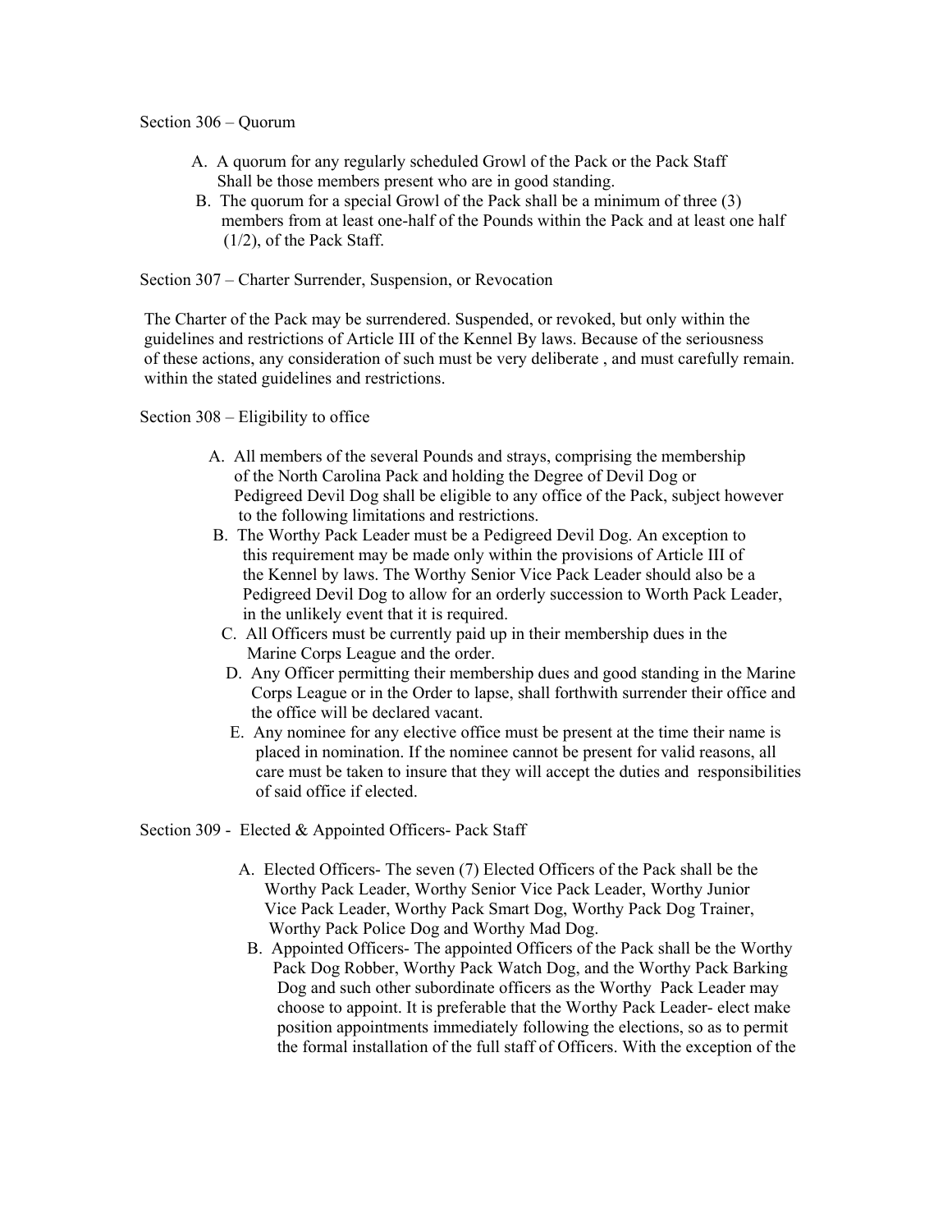Section 306 – Quorum

A. A quorum for any regularly scheduled Growl of the Pack or the Pack Staff Shall be those members present who are in good standing.
B. The quorum for a special Growl of the Pack shall be a minimum of three (3) members from at least one-half of the Pounds within the Pack and at least one half (1/2), of the Pack Staff.

Section 307 – Charter Surrender, Suspension, or Revocation

The Charter of the Pack may be surrendered. Suspended, or revoked, but only within the guidelines and restrictions of Article III of the Kennel By laws. Because of the seriousness of these actions, any consideration of such must be very deliberate , and must carefully remain. within the stated guidelines and restrictions.

Section 308 – Eligibility to office

A. All members of the several Pounds and strays, comprising the membership of the North Carolina Pack and holding the Degree of Devil Dog or Pedigreed Devil Dog shall be eligible to any office of the Pack, subject however to the following limitations and restrictions.
B. The Worthy Pack Leader must be a Pedigreed Devil Dog. An exception to this requirement may be made only within the provisions of Article III of the Kennel by laws. The Worthy Senior Vice Pack Leader should also be a Pedigreed Devil Dog to allow for an orderly succession to Worth Pack Leader, in the unlikely event that it is required.
C. All Officers must be currently paid up in their membership dues in the Marine Corps League and the order.
D. Any Officer permitting their membership dues and good standing in the Marine Corps League or in the Order to lapse, shall forthwith surrender their office and the office will be declared vacant.
E. Any nominee for any elective office must be present at the time their name is placed in nomination. If the nominee cannot be present for valid reasons, all care must be taken to insure that they will accept the duties and responsibilities of said office if elected.

Section 309 - Elected & Appointed Officers- Pack Staff

A. Elected Officers- The seven (7) Elected Officers of the Pack shall be the Worthy Pack Leader, Worthy Senior Vice Pack Leader, Worthy Junior Vice Pack Leader, Worthy Pack Smart Dog, Worthy Pack Dog Trainer, Worthy Pack Police Dog and Worthy Mad Dog.
B. Appointed Officers- The appointed Officers of the Pack shall be the Worthy Pack Dog Robber, Worthy Pack Watch Dog, and the Worthy Pack Barking Dog and such other subordinate officers as the Worthy Pack Leader may choose to appoint. It is preferable that the Worthy Pack Leader- elect make position appointments immediately following the elections, so as to permit the formal installation of the full staff of Officers. With the exception of the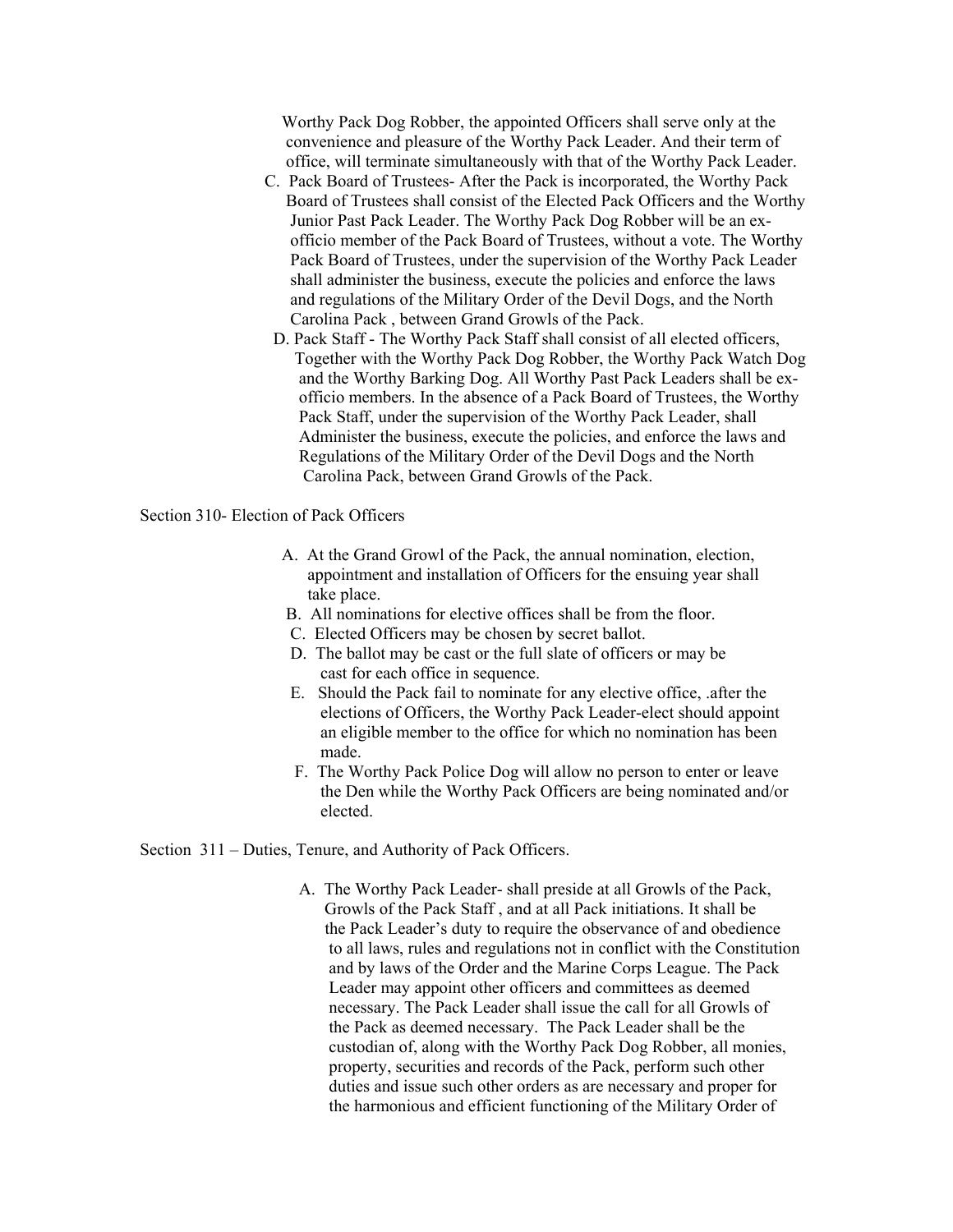Worthy Pack Dog Robber, the appointed Officers shall serve only at the convenience and pleasure of the Worthy Pack Leader. And their term of office, will terminate simultaneously with that of the Worthy Pack Leader.

C. Pack Board of Trustees- After the Pack is incorporated, the Worthy Pack Board of Trustees shall consist of the Elected Pack Officers and the Worthy Junior Past Pack Leader. The Worthy Pack Dog Robber will be an ex-officio member of the Pack Board of Trustees, without a vote. The Worthy Pack Board of Trustees, under the supervision of the Worthy Pack Leader shall administer the business, execute the policies and enforce the laws and regulations of the Military Order of the Devil Dogs, and the North Carolina Pack , between Grand Growls of the Pack.

D. Pack Staff - The Worthy Pack Staff shall consist of all elected officers, Together with the Worthy Pack Dog Robber, the Worthy Pack Watch Dog and the Worthy Barking Dog. All Worthy Past Pack Leaders shall be ex-officio members. In the absence of a Pack Board of Trustees, the Worthy Pack Staff, under the supervision of the Worthy Pack Leader, shall Administer the business, execute the policies, and enforce the laws and Regulations of the Military Order of the Devil Dogs and the North Carolina Pack, between Grand Growls of the Pack.

Section 310- Election of Pack Officers

A. At the Grand Growl of the Pack, the annual nomination, election, appointment and installation of Officers for the ensuing year shall take place.

B. All nominations for elective offices shall be from the floor.

C. Elected Officers may be chosen by secret ballot.

D. The ballot may be cast or the full slate of officers or may be cast for each office in sequence.

E. Should the Pack fail to nominate for any elective office, .after the elections of Officers, the Worthy Pack Leader-elect should appoint an eligible member to the office for which no nomination has been made.

F. The Worthy Pack Police Dog will allow no person to enter or leave the Den while the Worthy Pack Officers are being nominated and/or elected.

Section 311 – Duties, Tenure, and Authority of Pack Officers.

A. The Worthy Pack Leader- shall preside at all Growls of the Pack, Growls of the Pack Staff , and at all Pack initiations. It shall be the Pack Leader's duty to require the observance of and obedience to all laws, rules and regulations not in conflict with the Constitution and by laws of the Order and the Marine Corps League. The Pack Leader may appoint other officers and committees as deemed necessary. The Pack Leader shall issue the call for all Growls of the Pack as deemed necessary. The Pack Leader shall be the custodian of, along with the Worthy Pack Dog Robber, all monies, property, securities and records of the Pack, perform such other duties and issue such other orders as are necessary and proper for the harmonious and efficient functioning of the Military Order of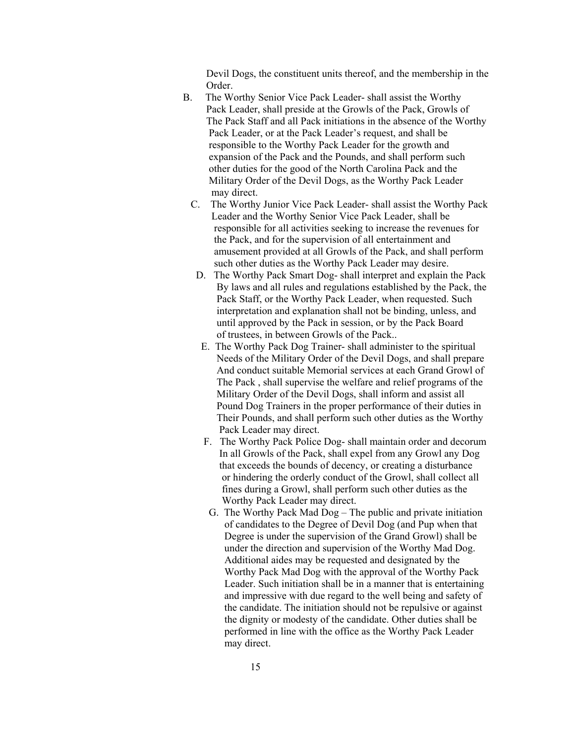Devil Dogs, the constituent units thereof, and the membership in the Order.

B. The Worthy Senior Vice Pack Leader- shall assist the Worthy Pack Leader, shall preside at the Growls of the Pack, Growls of The Pack Staff and all Pack initiations in the absence of the Worthy Pack Leader, or at the Pack Leader's request, and shall be responsible to the Worthy Pack Leader for the growth and expansion of the Pack and the Pounds, and shall perform such other duties for the good of the North Carolina Pack and the Military Order of the Devil Dogs, as the Worthy Pack Leader may direct.

C. The Worthy Junior Vice Pack Leader- shall assist the Worthy Pack Leader and the Worthy Senior Vice Pack Leader, shall be responsible for all activities seeking to increase the revenues for the Pack, and for the supervision of all entertainment and amusement provided at all Growls of the Pack, and shall perform such other duties as the Worthy Pack Leader may desire.

D. The Worthy Pack Smart Dog- shall interpret and explain the Pack By laws and all rules and regulations established by the Pack, the Pack Staff, or the Worthy Pack Leader, when requested. Such interpretation and explanation shall not be binding, unless, and until approved by the Pack in session, or by the Pack Board of trustees, in between Growls of the Pack..

E. The Worthy Pack Dog Trainer- shall administer to the spiritual Needs of the Military Order of the Devil Dogs, and shall prepare And conduct suitable Memorial services at each Grand Growl of The Pack , shall supervise the welfare and relief programs of the Military Order of the Devil Dogs, shall inform and assist all Pound Dog Trainers in the proper performance of their duties in Their Pounds, and shall perform such other duties as the Worthy Pack Leader may direct.

F. The Worthy Pack Police Dog- shall maintain order and decorum In all Growls of the Pack, shall expel from any Growl any Dog that exceeds the bounds of decency, or creating a disturbance or hindering the orderly conduct of the Growl, shall collect all fines during a Growl, shall perform such other duties as the Worthy Pack Leader may direct.

G. The Worthy Pack Mad Dog – The public and private initiation of candidates to the Degree of Devil Dog (and Pup when that Degree is under the supervision of the Grand Growl) shall be under the direction and supervision of the Worthy Mad Dog. Additional aides may be requested and designated by the Worthy Pack Mad Dog with the approval of the Worthy Pack Leader. Such initiation shall be in a manner that is entertaining and impressive with due regard to the well being and safety of the candidate. The initiation should not be repulsive or against the dignity or modesty of the candidate. Other duties shall be performed in line with the office as the Worthy Pack Leader may direct.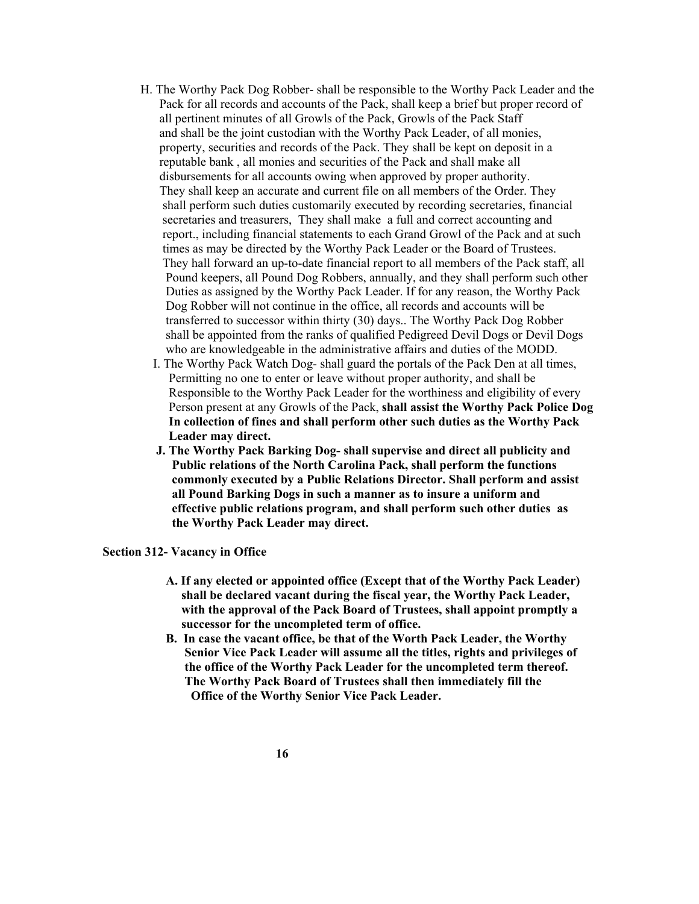H. The Worthy Pack Dog Robber- shall be responsible to the Worthy Pack Leader and the Pack for all records and accounts of the Pack, shall keep a brief but proper record of all pertinent minutes of all Growls of the Pack, Growls of the Pack Staff and shall be the joint custodian with the Worthy Pack Leader, of all monies, property, securities and records of the Pack. They shall be kept on deposit in a reputable bank , all monies and securities of the Pack and shall make all disbursements for all accounts owing when approved by proper authority. They shall keep an accurate and current file on all members of the Order. They shall perform such duties customarily executed by recording secretaries, financial secretaries and treasurers, They shall make a full and correct accounting and report., including financial statements to each Grand Growl of the Pack and at such times as may be directed by the Worthy Pack Leader or the Board of Trustees. They hall forward an up-to-date financial report to all members of the Pack staff, all Pound keepers, all Pound Dog Robbers, annually, and they shall perform such other Duties as assigned by the Worthy Pack Leader. If for any reason, the Worthy Pack Dog Robber will not continue in the office, all records and accounts will be transferred to successor within thirty (30) days.. The Worthy Pack Dog Robber shall be appointed from the ranks of qualified Pedigreed Devil Dogs or Devil Dogs who are knowledgeable in the administrative affairs and duties of the MODD.

I. The Worthy Pack Watch Dog- shall guard the portals of the Pack Den at all times, Permitting no one to enter or leave without proper authority, and shall be Responsible to the Worthy Pack Leader for the worthiness and eligibility of every Person present at any Growls of the Pack, **shall assist the Worthy Pack Police Dog In collection of fines and shall perform other such duties as the Worthy Pack Leader may direct.**

**J. The Worthy Pack Barking Dog- shall supervise and direct all publicity and Public relations of the North Carolina Pack, shall perform the functions commonly executed by a Public Relations Director. Shall perform and assist all Pound Barking Dogs in such a manner as to insure a uniform and effective public relations program, and shall perform such other duties as the Worthy Pack Leader may direct.**

**Section 312- Vacancy in Office**

**A. If any elected or appointed office (Except that of the Worthy Pack Leader) shall be declared vacant during the fiscal year, the Worthy Pack Leader, with the approval of the Pack Board of Trustees, shall appoint promptly a successor for the uncompleted term of office.**

**B. In case the vacant office, be that of the Worth Pack Leader, the Worthy Senior Vice Pack Leader will assume all the titles, rights and privileges of the office of the Worthy Pack Leader for the uncompleted term thereof. The Worthy Pack Board of Trustees shall then immediately fill the Office of the Worthy Senior Vice Pack Leader.**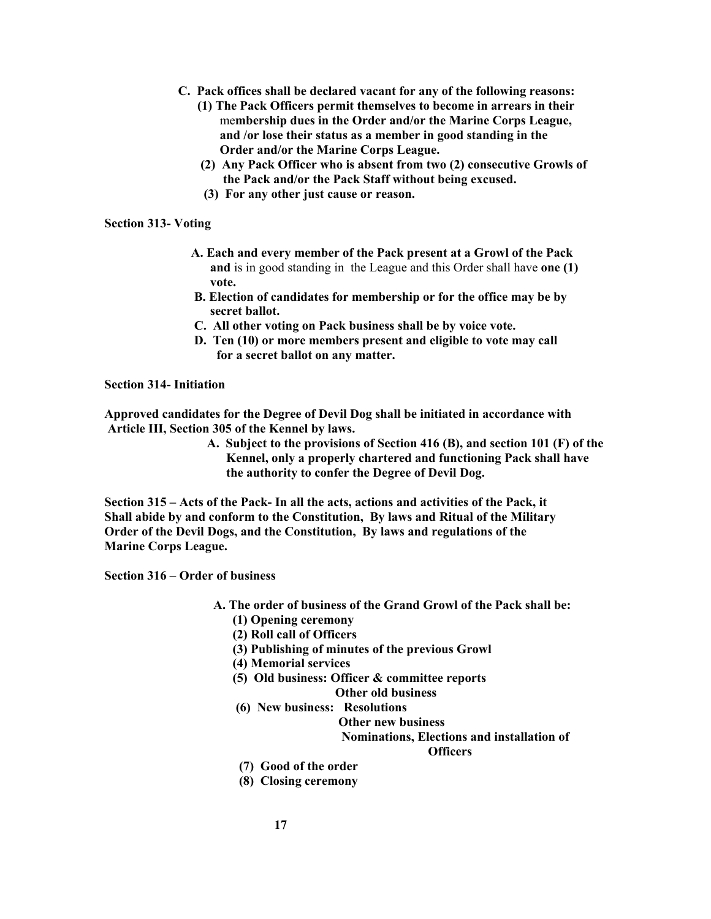**C. Pack offices shall be declared vacant for any of the following reasons:**

**(1) The Pack Officers permit themselves to become in arrears in their membership dues in the Order and/or the Marine Corps League, and /or lose their status as a member in good standing in the Order and/or the Marine Corps League.**

**(2) Any Pack Officer who is absent from two (2) consecutive Growls of the Pack and/or the Pack Staff without being excused.**

**(3) For any other just cause or reason.**

**Section 313- Voting**

**A. Each and every member of the Pack present at a Growl of the Pack and** is in good standing in the League and this Order shall have **one (1) vote.**

**B. Election of candidates for membership or for the office may be by secret ballot.**

**C. All other voting on Pack business shall be by voice vote.**

**D. Ten (10) or more members present and eligible to vote may call for a secret ballot on any matter.**

**Section 314- Initiation**

**Approved candidates for the Degree of Devil Dog shall be initiated in accordance with Article III, Section 305 of the Kennel by laws.**

**A. Subject to the provisions of Section 416 (B), and section 101 (F) of the Kennel, only a properly chartered and functioning Pack shall have the authority to confer the Degree of Devil Dog.**

**Section 315 – Acts of the Pack- In all the acts, actions and activities of the Pack, it Shall abide by and conform to the Constitution, By laws and Ritual of the Military Order of the Devil Dogs, and the Constitution, By laws and regulations of the Marine Corps League.**

**Section 316 – Order of business**

**A. The order of business of the Grand Growl of the Pack shall be:**

**(1) Opening ceremony**

**(2) Roll call of Officers**

**(3) Publishing of minutes of the previous Growl**

**(4) Memorial services**

**(5) Old business: Officer & committee reports**
**Other old business**

**(6) New business: Resolutions**
**Other new business**
**Nominations, Elections and installation of Officers**

**(7) Good of the order**

**(8) Closing ceremony**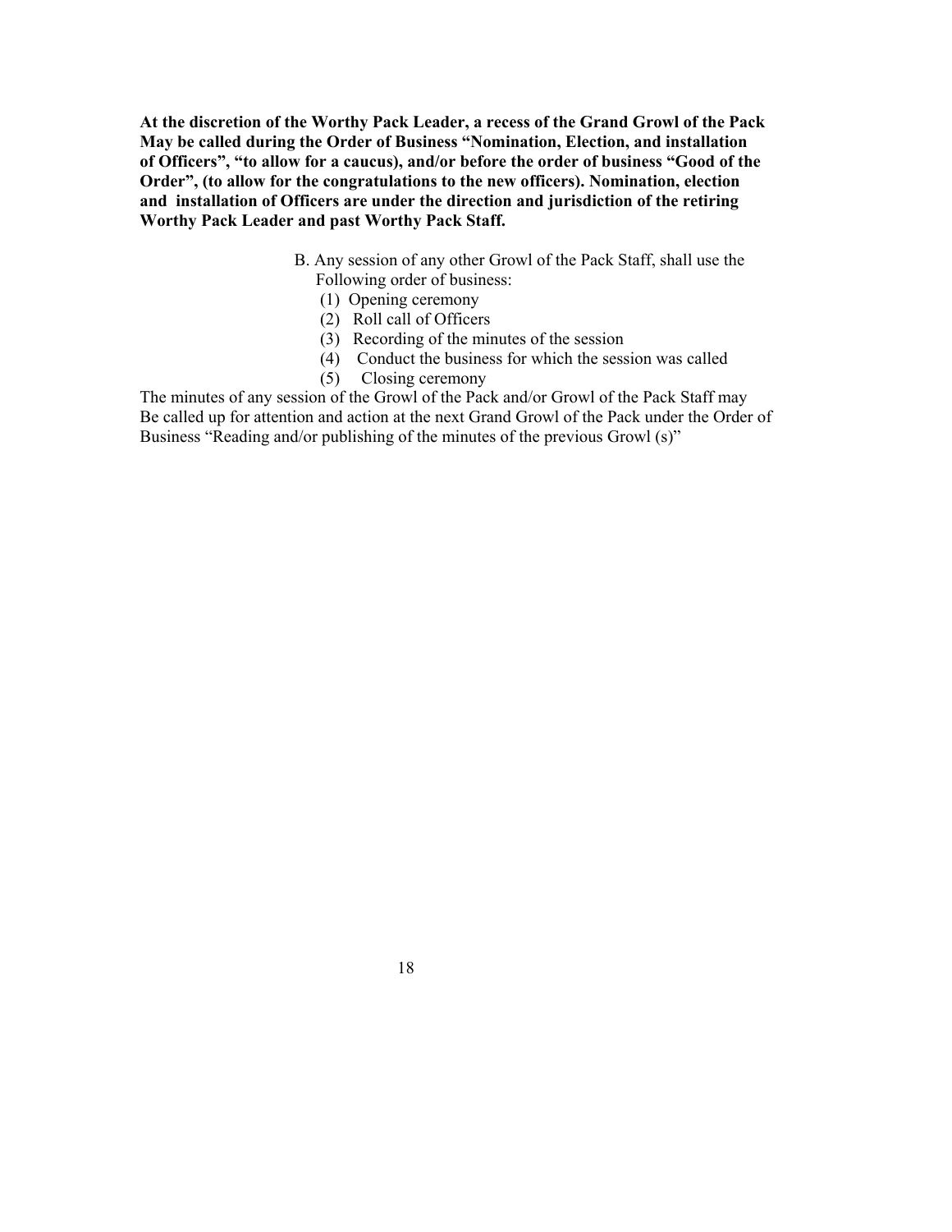**At the discretion of the Worthy Pack Leader, a recess of the Grand Growl of the Pack May be called during the Order of Business "Nomination, Election, and installation of Officers", "to allow for a caucus), and/or before the order of business "Good of the Order", (to allow for the congratulations to the new officers). Nomination, election and installation of Officers are under the direction and jurisdiction of the retiring Worthy Pack Leader and past Worthy Pack Staff.**

B. Any session of any other Growl of the Pack Staff, shall use the Following order of business:

(1) Opening ceremony
(2) Roll call of Officers
(3) Recording of the minutes of the session
(4) Conduct the business for which the session was called
(5) Closing ceremony

The minutes of any session of the Growl of the Pack and/or Growl of the Pack Staff may Be called up for attention and action at the next Grand Growl of the Pack under the Order of Business "Reading and/or publishing of the minutes of the previous Growl (s)"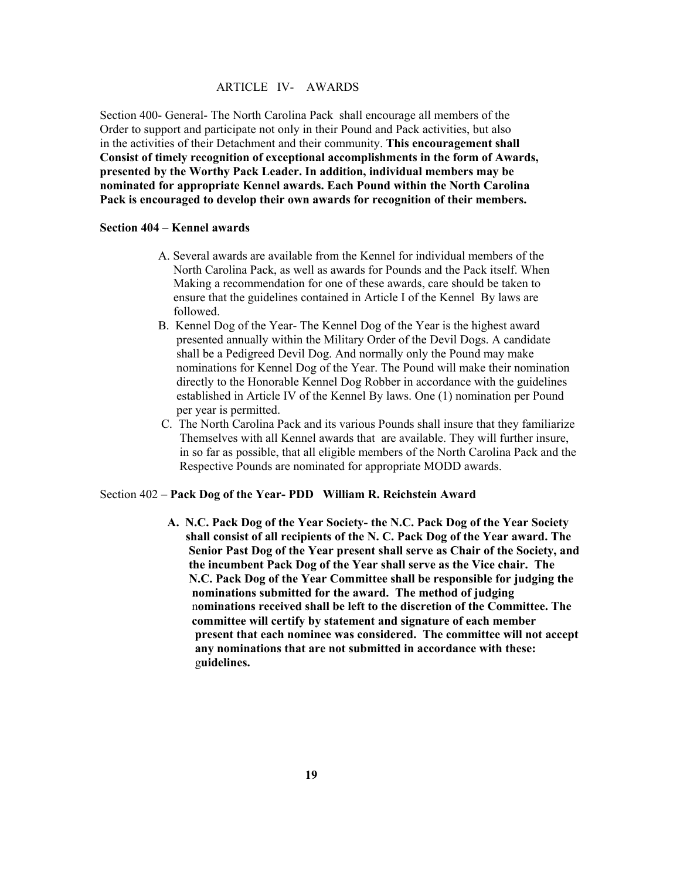## ARTICLE IV- AWARDS

Section 400- General- The North Carolina Pack shall encourage all members of the Order to support and participate not only in their Pound and Pack activities, but also in the activities of their Detachment and their community. **This encouragement shall Consist of timely recognition of exceptional accomplishments in the form of Awards, presented by the Worthy Pack Leader. In addition, individual members may be nominated for appropriate Kennel awards. Each Pound within the North Carolina Pack is encouraged to develop their own awards for recognition of their members.**

**Section 404 – Kennel awards**

A. Several awards are available from the Kennel for individual members of the North Carolina Pack, as well as awards for Pounds and the Pack itself. When Making a recommendation for one of these awards, care should be taken to ensure that the guidelines contained in Article I of the Kennel By laws are followed.

B. Kennel Dog of the Year- The Kennel Dog of the Year is the highest award presented annually within the Military Order of the Devil Dogs. A candidate shall be a Pedigreed Devil Dog. And normally only the Pound may make nominations for Kennel Dog of the Year. The Pound will make their nomination directly to the Honorable Kennel Dog Robber in accordance with the guidelines established in Article IV of the Kennel By laws. One (1) nomination per Pound per year is permitted.

C. The North Carolina Pack and its various Pounds shall insure that they familiarize Themselves with all Kennel awards that are available. They will further insure, in so far as possible, that all eligible members of the North Carolina Pack and the Respective Pounds are nominated for appropriate MODD awards.

Section 402 – **Pack Dog of the Year- PDD William R. Reichstein Award**

**A. N.C. Pack Dog of the Year Society- the N.C. Pack Dog of the Year Society shall consist of all recipients of the N. C. Pack Dog of the Year award. The Senior Past Dog of the Year present shall serve as Chair of the Society, and the incumbent Pack Dog of the Year shall serve as the Vice chair. The N.C. Pack Dog of the Year Committee shall be responsible for judging the nominations submitted for the award. The method of judging nominations received shall be left to the discretion of the Committee. The committee will certify by statement and signature of each member present that each nominee was considered. The committee will not accept any nominations that are not submitted in accordance with these: guidelines.**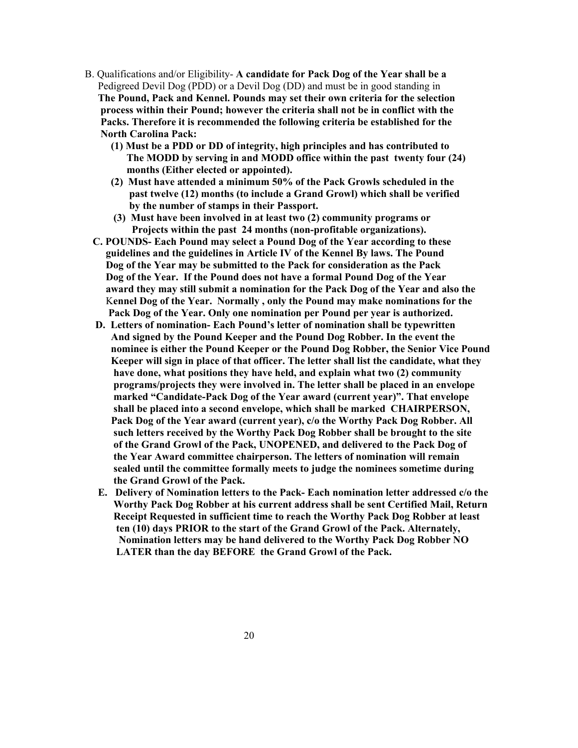B. Qualifications and/or Eligibility- **A candidate for Pack Dog of the Year shall be a** Pedigreed Devil Dog (PDD) or a Devil Dog (DD) and must be in good standing in **The Pound, Pack and Kennel. Pounds may set their own criteria for the selection process within their Pound; however the criteria shall not be in conflict with the Packs. Therefore it is recommended the following criteria be established for the North Carolina Pack:**

   **(1) Must be a PDD or DD of integrity, high principles and has contributed to The MODD by serving in and MODD office within the past twenty four (24) months (Either elected or appointed).**

   **(2) Must have attended a minimum 50% of the Pack Growls scheduled in the past twelve (12) months (to include a Grand Growl) which shall be verified by the number of stamps in their Passport.**

   **(3) Must have been involved in at least two (2) community programs or Projects within the past 24 months (non-profitable organizations).**

**C. POUNDS- Each Pound may select a Pound Dog of the Year according to these guidelines and the guidelines in Article IV of the Kennel By laws. The Pound Dog of the Year may be submitted to the Pack for consideration as the Pack Dog of the Year. If the Pound does not have a formal Pound Dog of the Year award they may still submit a nomination for the Pack Dog of the Year and also the Kennel Dog of the Year. Normally , only the Pound may make nominations for the Pack Dog of the Year. Only one nomination per Pound per year is authorized.**

**D. Letters of nomination- Each Pound's letter of nomination shall be typewritten And signed by the Pound Keeper and the Pound Dog Robber. In the event the nominee is either the Pound Keeper or the Pound Dog Robber, the Senior Vice Pound Keeper will sign in place of that officer. The letter shall list the candidate, what they have done, what positions they have held, and explain what two (2) community programs/projects they were involved in. The letter shall be placed in an envelope marked "Candidate-Pack Dog of the Year award (current year)". That envelope shall be placed into a second envelope, which shall be marked CHAIRPERSON, Pack Dog of the Year award (current year), c/o the Worthy Pack Dog Robber. All such letters received by the Worthy Pack Dog Robber shall be brought to the site of the Grand Growl of the Pack, UNOPENED, and delivered to the Pack Dog of the Year Award committee chairperson. The letters of nomination will remain sealed until the committee formally meets to judge the nominees sometime during the Grand Growl of the Pack.**

**E. Delivery of Nomination letters to the Pack- Each nomination letter addressed c/o the Worthy Pack Dog Robber at his current address shall be sent Certified Mail, Return Receipt Requested in sufficient time to reach the Worthy Pack Dog Robber at least ten (10) days PRIOR to the start of the Grand Growl of the Pack. Alternately, Nomination letters may be hand delivered to the Worthy Pack Dog Robber NO LATER than the day BEFORE the Grand Growl of the Pack.**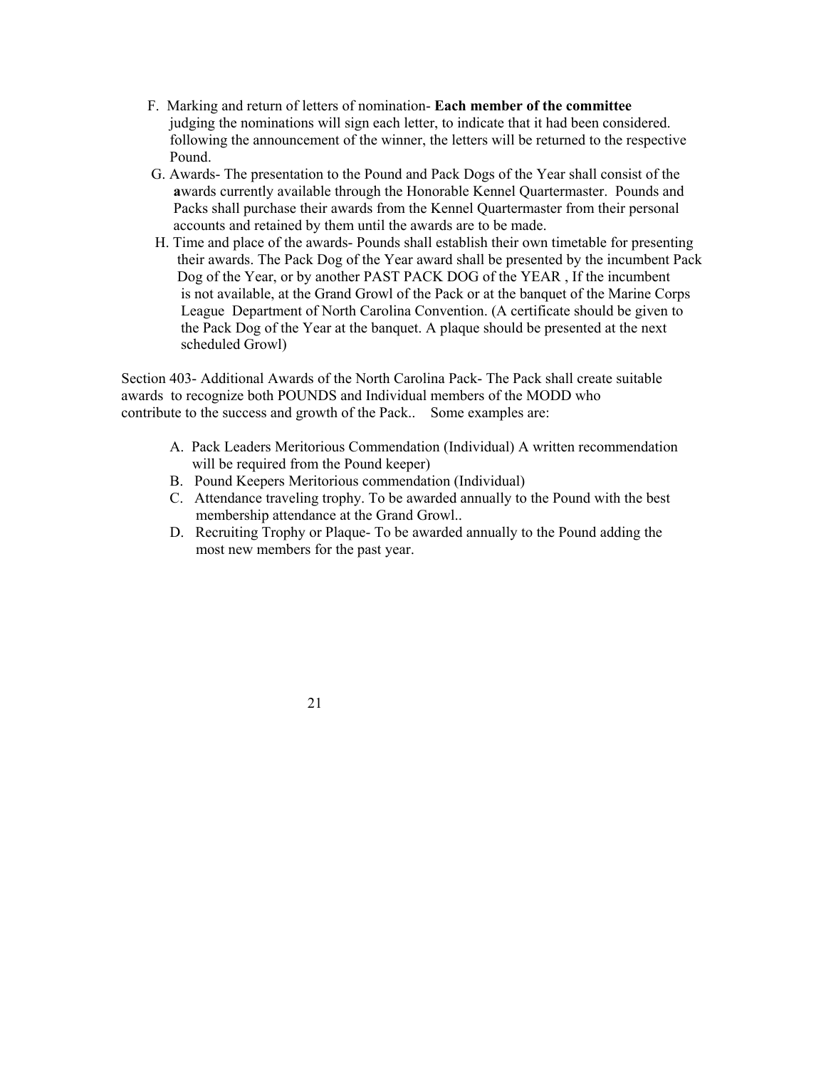F. Marking and return of letters of nomination- **Each member of the committee** judging the nominations will sign each letter, to indicate that it had been considered. following the announcement of the winner, the letters will be returned to the respective Pound.

G. Awards- The presentation to the Pound and Pack Dogs of the Year shall consist of the **a**wards currently available through the Honorable Kennel Quartermaster. Pounds and Packs shall purchase their awards from the Kennel Quartermaster from their personal accounts and retained by them until the awards are to be made.

H. Time and place of the awards- Pounds shall establish their own timetable for presenting their awards. The Pack Dog of the Year award shall be presented by the incumbent Pack Dog of the Year, or by another PAST PACK DOG of the YEAR , If the incumbent is not available, at the Grand Growl of the Pack or at the banquet of the Marine Corps League Department of North Carolina Convention. (A certificate should be given to the Pack Dog of the Year at the banquet. A plaque should be presented at the next scheduled Growl)

Section 403- Additional Awards of the North Carolina Pack- The Pack shall create suitable awards to recognize both POUNDS and Individual members of the MODD who contribute to the success and growth of the Pack.. Some examples are:

A. Pack Leaders Meritorious Commendation (Individual) A written recommendation will be required from the Pound keeper)
B. Pound Keepers Meritorious commendation (Individual)
C. Attendance traveling trophy. To be awarded annually to the Pound with the best membership attendance at the Grand Growl..
D. Recruiting Trophy or Plaque- To be awarded annually to the Pound adding the most new members for the past year.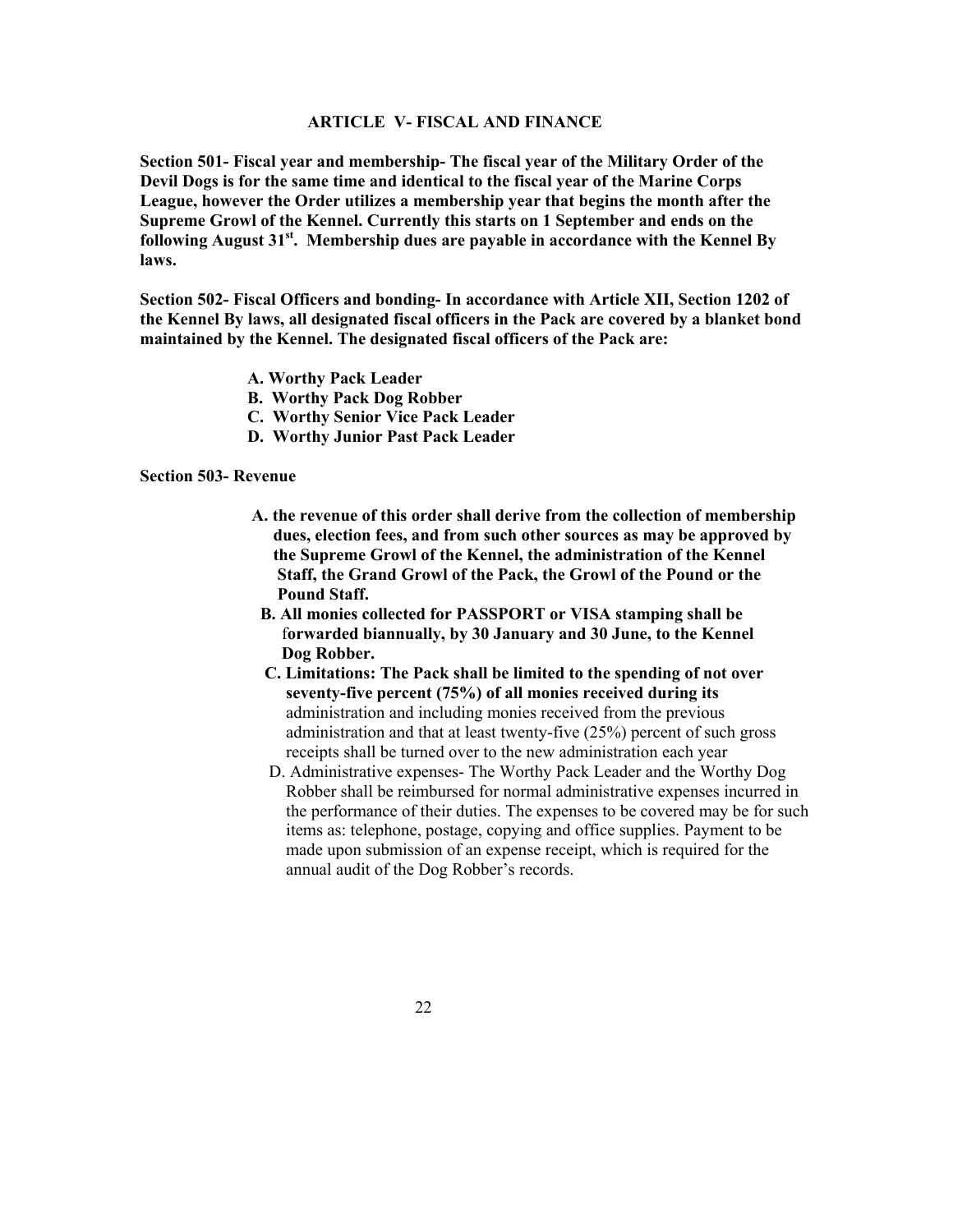## ARTICLE V- FISCAL AND FINANCE

**Section 501- Fiscal year and membership- The fiscal year of the Military Order of the Devil Dogs is for the same time and identical to the fiscal year of the Marine Corps League, however the Order utilizes a membership year that begins the month after the Supreme Growl of the Kennel. Currently this starts on 1 September and ends on the following August 31st. Membership dues are payable in accordance with the Kennel By laws.**

**Section 502- Fiscal Officers and bonding- In accordance with Article XII, Section 1202 of the Kennel By laws, all designated fiscal officers in the Pack are covered by a blanket bond maintained by the Kennel. The designated fiscal officers of the Pack are:**

- **A. Worthy Pack Leader**
- **B. Worthy Pack Dog Robber**
- **C. Worthy Senior Vice Pack Leader**
- **D. Worthy Junior Past Pack Leader**

**Section 503- Revenue**

- **A. the revenue of this order shall derive from the collection of membership dues, election fees, and from such other sources as may be approved by the Supreme Growl of the Kennel, the administration of the Kennel Staff, the Grand Growl of the Pack, the Growl of the Pound or the Pound Staff.**
- **B. All monies collected for PASSPORT or VISA stamping shall be forwarded biannually, by 30 January and 30 June, to the Kennel Dog Robber.**
- **C. Limitations: The Pack shall be limited to the spending of not over seventy-five percent (75%) of all monies received during its** administration and including monies received from the previous administration and that at least twenty-five (25%) percent of such gross receipts shall be turned over to the new administration each year
- D. Administrative expenses- The Worthy Pack Leader and the Worthy Dog Robber shall be reimbursed for normal administrative expenses incurred in the performance of their duties. The expenses to be covered may be for such items as: telephone, postage, copying and office supplies. Payment to be made upon submission of an expense receipt, which is required for the annual audit of the Dog Robber's records.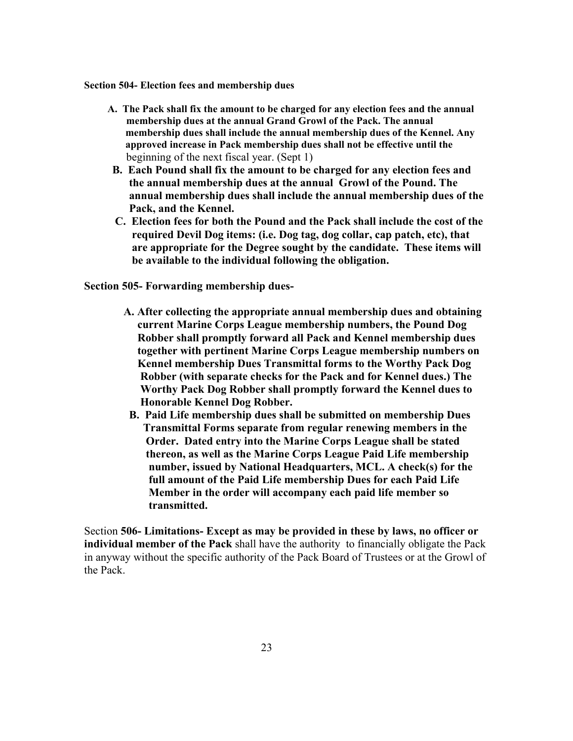**Section 504- Election fees and membership dues**

A. **The Pack shall fix the amount to be charged for any election fees and the annual membership dues at the annual Grand Growl of the Pack. The annual membership dues shall include the annual membership dues of the Kennel. Any approved increase in Pack membership dues shall not be effective until the** beginning of the next fiscal year. (Sept 1)

B. **Each Pound shall fix the amount to be charged for any election fees and the annual membership dues at the annual Growl of the Pound. The annual membership dues shall include the annual membership dues of the Pack, and the Kennel.**

C. **Election fees for both the Pound and the Pack shall include the cost of the required Devil Dog items: (i.e. Dog tag, dog collar, cap patch, etc), that are appropriate for the Degree sought by the candidate. These items will be available to the individual following the obligation.**

**Section 505- Forwarding membership dues-**

A. **After collecting the appropriate annual membership dues and obtaining current Marine Corps League membership numbers, the Pound Dog Robber shall promptly forward all Pack and Kennel membership dues together with pertinent Marine Corps League membership numbers on Kennel membership Dues Transmittal forms to the Worthy Pack Dog Robber (with separate checks for the Pack and for Kennel dues.) The Worthy Pack Dog Robber shall promptly forward the Kennel dues to Honorable Kennel Dog Robber.**

B. **Paid Life membership dues shall be submitted on membership Dues Transmittal Forms separate from regular renewing members in the Order. Dated entry into the Marine Corps League shall be stated thereon, as well as the Marine Corps League Paid Life membership number, issued by National Headquarters, MCL. A check(s) for the full amount of the Paid Life membership Dues for each Paid Life Member in the order will accompany each paid life member so transmitted.**

Section **506- Limitations- Except as may be provided in these by laws, no officer or individual member of the Pack** shall have the authority to financially obligate the Pack in anyway without the specific authority of the Pack Board of Trustees or at the Growl of the Pack.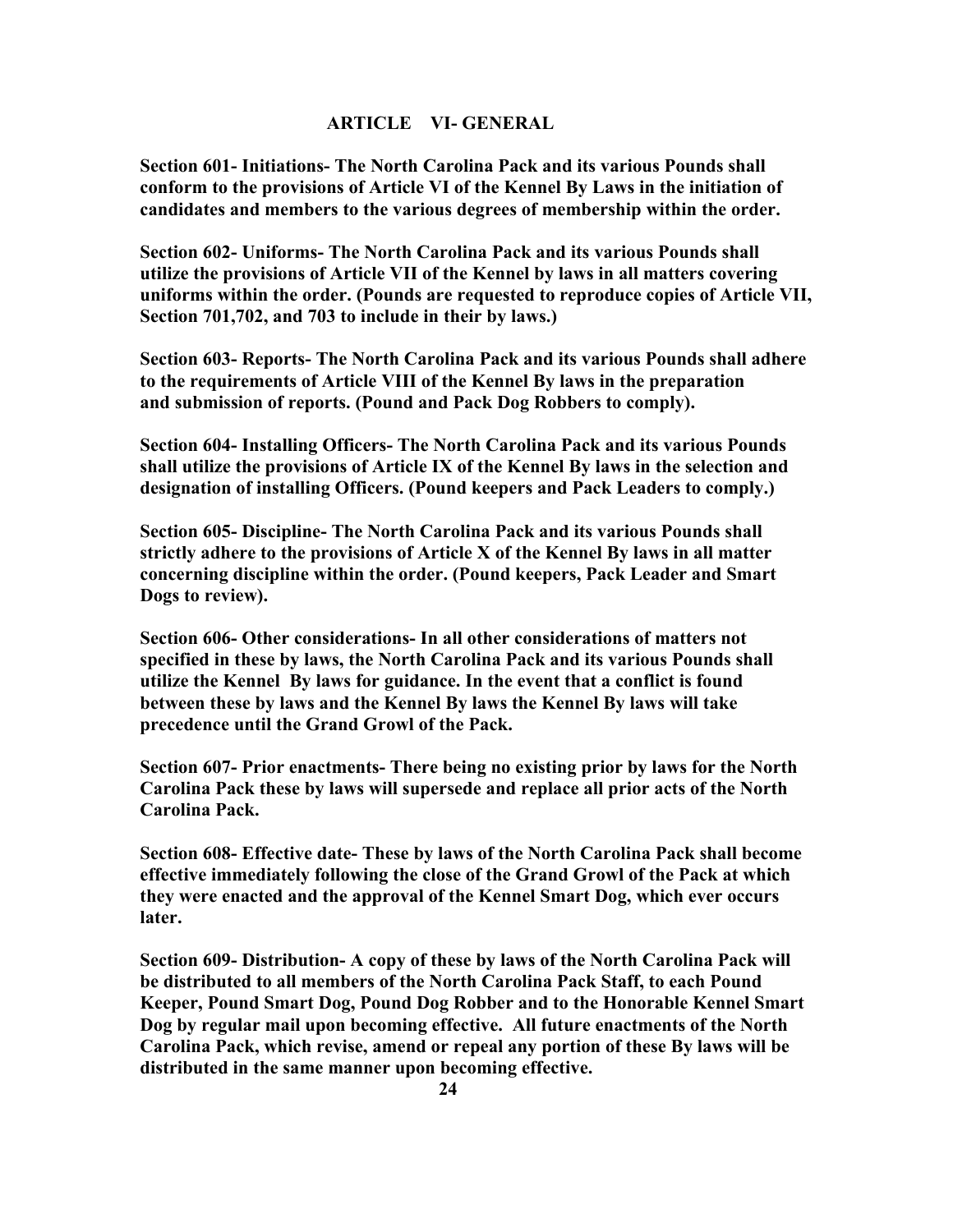## ARTICLE VI- GENERAL

**Section 601- Initiations- The North Carolina Pack and its various Pounds shall conform to the provisions of Article VI of the Kennel By Laws in the initiation of candidates and members to the various degrees of membership within the order.**

**Section 602- Uniforms- The North Carolina Pack and its various Pounds shall utilize the provisions of Article VII of the Kennel by laws in all matters covering uniforms within the order. (Pounds are requested to reproduce copies of Article VII, Section 701,702, and 703 to include in their by laws.)**

**Section 603- Reports- The North Carolina Pack and its various Pounds shall adhere to the requirements of Article VIII of the Kennel By laws in the preparation and submission of reports. (Pound and Pack Dog Robbers to comply).**

**Section 604- Installing Officers- The North Carolina Pack and its various Pounds shall utilize the provisions of Article IX of the Kennel By laws in the selection and designation of installing Officers. (Pound keepers and Pack Leaders to comply.)**

**Section 605- Discipline- The North Carolina Pack and its various Pounds shall strictly adhere to the provisions of Article X of the Kennel By laws in all matter concerning discipline within the order. (Pound keepers, Pack Leader and Smart Dogs to review).**

**Section 606- Other considerations- In all other considerations of matters not specified in these by laws, the North Carolina Pack and its various Pounds shall utilize the Kennel By laws for guidance. In the event that a conflict is found between these by laws and the Kennel By laws the Kennel By laws will take precedence until the Grand Growl of the Pack.**

**Section 607- Prior enactments- There being no existing prior by laws for the North Carolina Pack these by laws will supersede and replace all prior acts of the North Carolina Pack.**

**Section 608- Effective date- These by laws of the North Carolina Pack shall become effective immediately following the close of the Grand Growl of the Pack at which they were enacted and the approval of the Kennel Smart Dog, which ever occurs later.**

**Section 609- Distribution- A copy of these by laws of the North Carolina Pack will be distributed to all members of the North Carolina Pack Staff, to each Pound Keeper, Pound Smart Dog, Pound Dog Robber and to the Honorable Kennel Smart Dog by regular mail upon becoming effective. All future enactments of the North Carolina Pack, which revise, amend or repeal any portion of these By laws will be distributed in the same manner upon becoming effective.**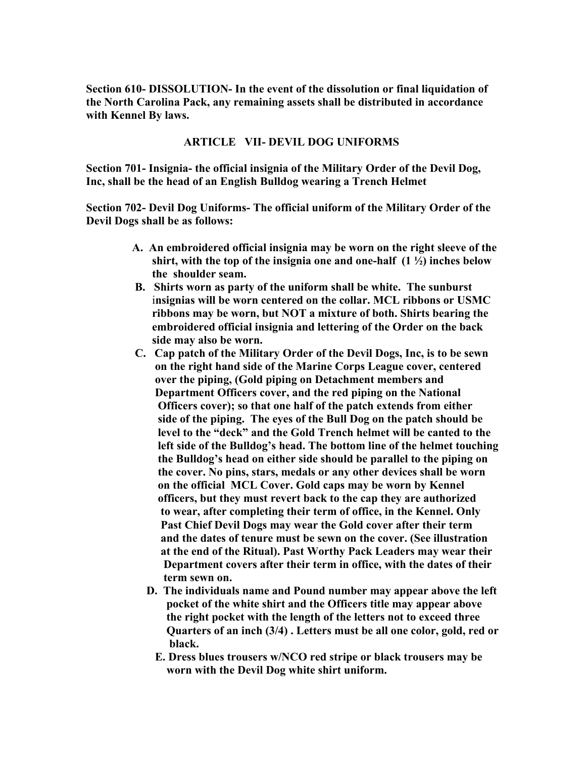**Section 610- DISSOLUTION- In the event of the dissolution or final liquidation of the North Carolina Pack, any remaining assets shall be distributed in accordance with Kennel By laws.**

## ARTICLE VII- DEVIL DOG UNIFORMS

**Section 701- Insignia- the official insignia of the Military Order of the Devil Dog, Inc, shall be the head of an English Bulldog wearing a Trench Helmet**

**Section 702- Devil Dog Uniforms- The official uniform of the Military Order of the Devil Dogs shall be as follows:**

**A. An embroidered official insignia may be worn on the right sleeve of the shirt, with the top of the insignia one and one-half (1 ½) inches below the shoulder seam.**

**B. Shirts worn as party of the uniform shall be white. The sunburst insignias will be worn centered on the collar. MCL ribbons or USMC ribbons may be worn, but NOT a mixture of both. Shirts bearing the embroidered official insignia and lettering of the Order on the back side may also be worn.**

**C. Cap patch of the Military Order of the Devil Dogs, Inc, is to be sewn on the right hand side of the Marine Corps League cover, centered over the piping, (Gold piping on Detachment members and Department Officers cover, and the red piping on the National Officers cover); so that one half of the patch extends from either side of the piping. The eyes of the Bull Dog on the patch should be level to the "deck" and the Gold Trench helmet will be canted to the left side of the Bulldog's head. The bottom line of the helmet touching the Bulldog's head on either side should be parallel to the piping on the cover. No pins, stars, medals or any other devices shall be worn on the official MCL Cover. Gold caps may be worn by Kennel officers, but they must revert back to the cap they are authorized to wear, after completing their term of office, in the Kennel. Only Past Chief Devil Dogs may wear the Gold cover after their term and the dates of tenure must be sewn on the cover. (See illustration at the end of the Ritual). Past Worthy Pack Leaders may wear their Department covers after their term in office, with the dates of their term sewn on.**

**D. The individuals name and Pound number may appear above the left pocket of the white shirt and the Officers title may appear above the right pocket with the length of the letters not to exceed three Quarters of an inch (3/4) . Letters must be all one color, gold, red or black.**

**E. Dress blues trousers w/NCO red stripe or black trousers may be worn with the Devil Dog white shirt uniform.**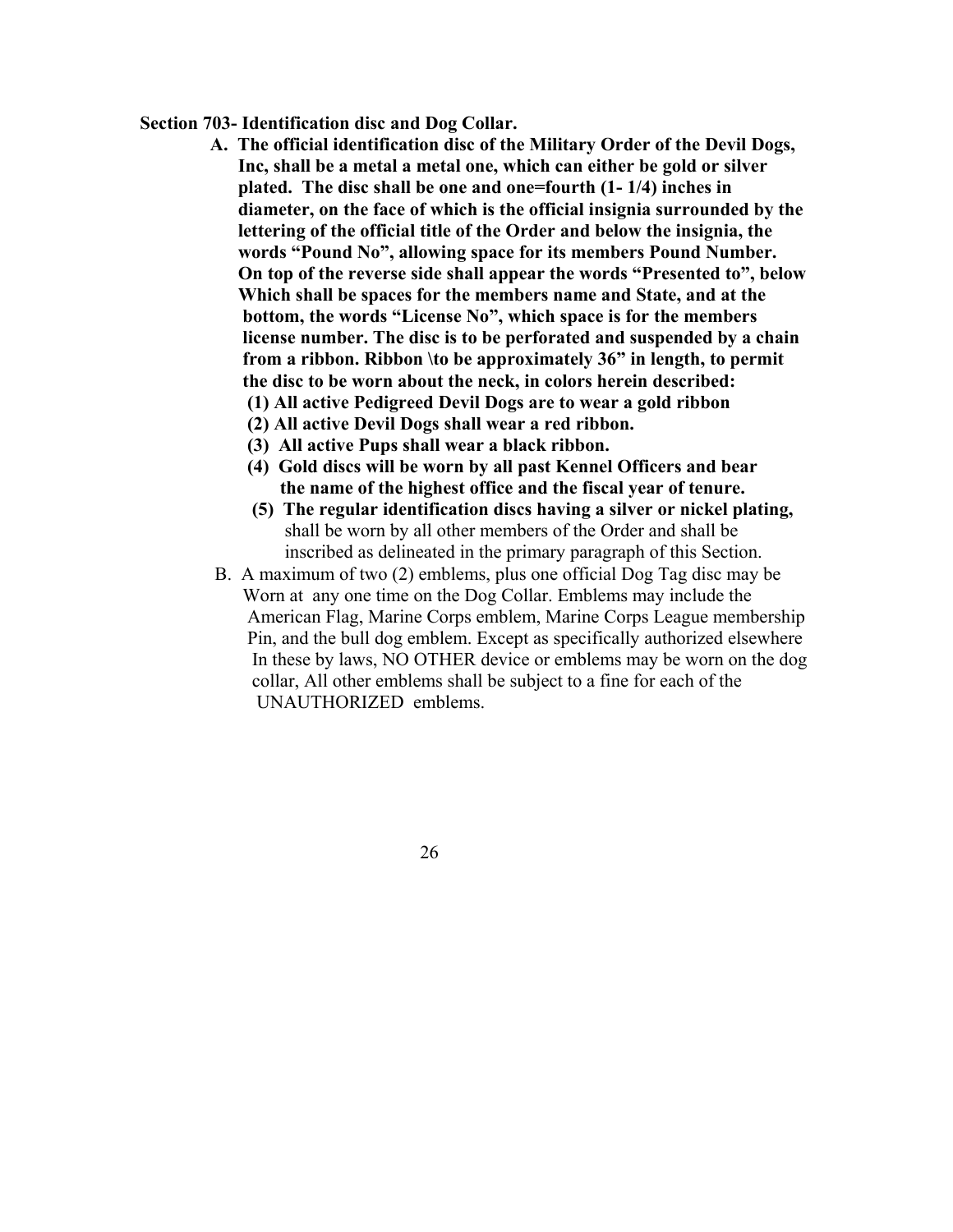**Section 703- Identification disc and Dog Collar.**

**A. The official identification disc of the Military Order of the Devil Dogs, Inc, shall be a metal a metal one, which can either be gold or silver plated. The disc shall be one and one=fourth (1- 1/4) inches in diameter, on the face of which is the official insignia surrounded by the lettering of the official title of the Order and below the insignia, the words "Pound No", allowing space for its members Pound Number. On top of the reverse side shall appear the words "Presented to", below Which shall be spaces for the members name and State, and at the bottom, the words "License No", which space is for the members license number. The disc is to be perforated and suspended by a chain from a ribbon. Ribbon \to be approximately 36" in length, to permit the disc to be worn about the neck, in colors herein described:**

**(1) All active Pedigreed Devil Dogs are to wear a gold ribbon**

**(2) All active Devil Dogs shall wear a red ribbon.**

**(3) All active Pups shall wear a black ribbon.**

**(4) Gold discs will be worn by all past Kennel Officers and bear the name of the highest office and the fiscal year of tenure.**

**(5) The regular identification discs having a silver or nickel plating,** shall be worn by all other members of the Order and shall be inscribed as delineated in the primary paragraph of this Section.

B. A maximum of two (2) emblems, plus one official Dog Tag disc may be Worn at any one time on the Dog Collar. Emblems may include the American Flag, Marine Corps emblem, Marine Corps League membership Pin, and the bull dog emblem. Except as specifically authorized elsewhere In these by laws, NO OTHER device or emblems may be worn on the dog collar, All other emblems shall be subject to a fine for each of the UNAUTHORIZED emblems.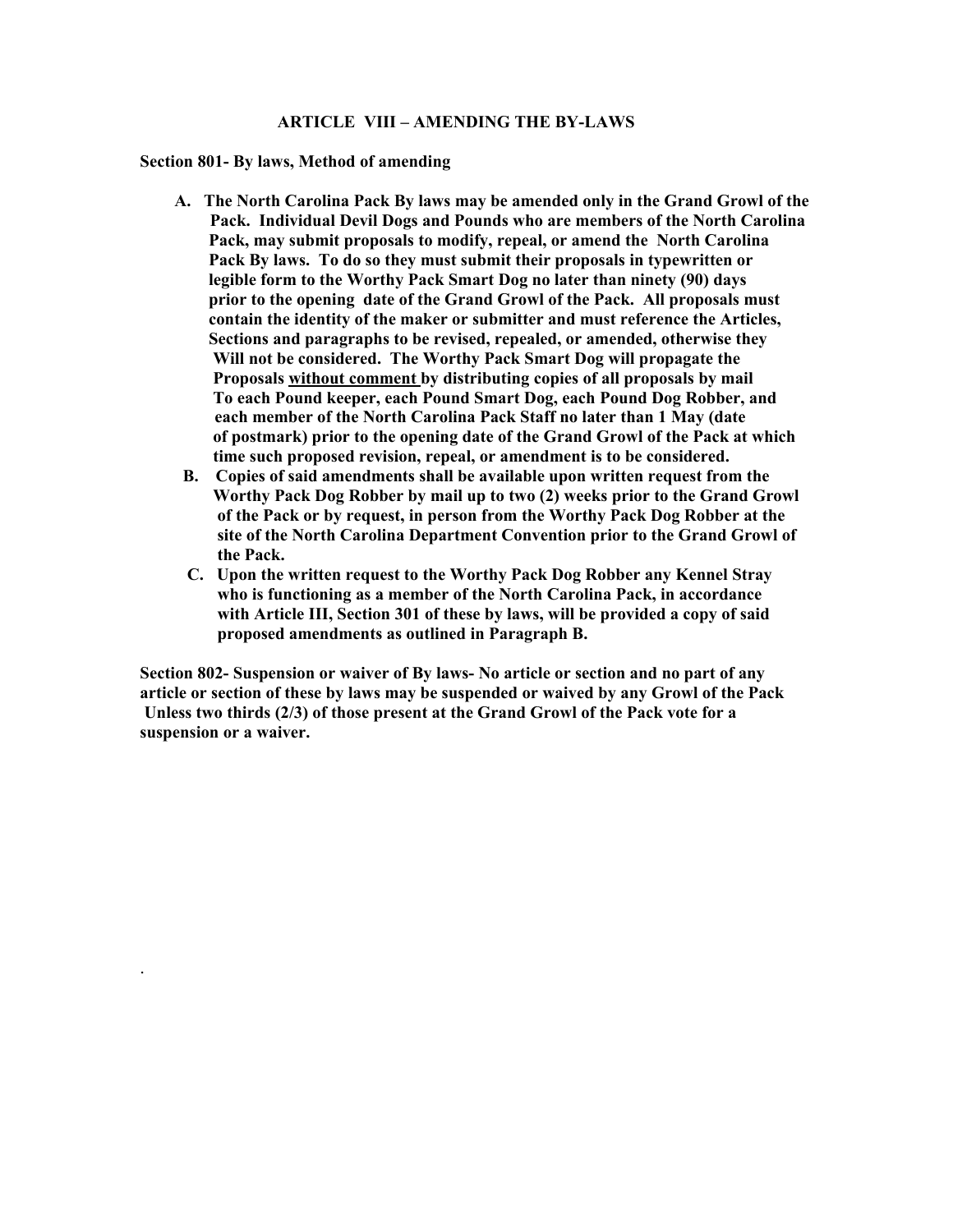## ARTICLE VIII – AMENDING THE BY-LAWS

**Section 801- By laws, Method of amending**

**A. The North Carolina Pack By laws may be amended only in the Grand Growl of the Pack. Individual Devil Dogs and Pounds who are members of the North Carolina Pack, may submit proposals to modify, repeal, or amend the North Carolina Pack By laws. To do so they must submit their proposals in typewritten or legible form to the Worthy Pack Smart Dog no later than ninety (90) days prior to the opening date of the Grand Growl of the Pack. All proposals must contain the identity of the maker or submitter and must reference the Articles, Sections and paragraphs to be revised, repealed, or amended, otherwise they Will not be considered. The Worthy Pack Smart Dog will propagate the Proposals <u>without comment</u> by distributing copies of all proposals by mail To each Pound keeper, each Pound Smart Dog, each Pound Dog Robber, and each member of the North Carolina Pack Staff no later than 1 May (date of postmark) prior to the opening date of the Grand Growl of the Pack at which time such proposed revision, repeal, or amendment is to be considered.**

**B. Copies of said amendments shall be available upon written request from the Worthy Pack Dog Robber by mail up to two (2) weeks prior to the Grand Growl of the Pack or by request, in person from the Worthy Pack Dog Robber at the site of the North Carolina Department Convention prior to the Grand Growl of the Pack.**

**C. Upon the written request to the Worthy Pack Dog Robber any Kennel Stray who is functioning as a member of the North Carolina Pack, in accordance with Article III, Section 301 of these by laws, will be provided a copy of said proposed amendments as outlined in Paragraph B.**

**Section 802- Suspension or waiver of By laws- No article or section and no part of any article or section of these by laws may be suspended or waived by any Growl of the Pack Unless two thirds (2/3) of those present at the Grand Growl of the Pack vote for a suspension or a waiver.**